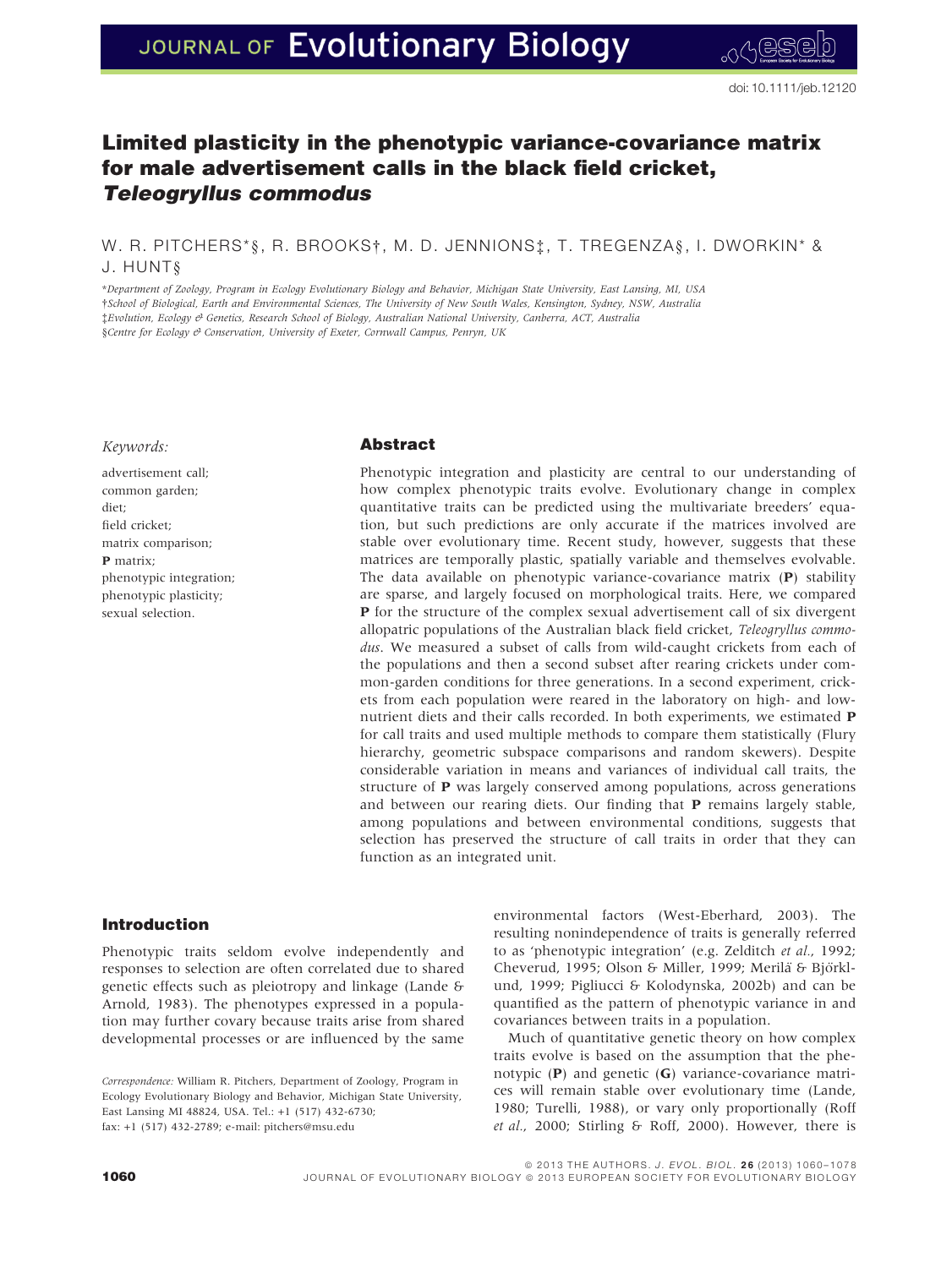doi: 10.1111/jeb.12120

# Limited plasticity in the phenotypic variance-covariance matrix for male advertisement calls in the black field cricket, *Teleogryllus commodus*

W. R. PITCHERS*§, R. BROOKS†, M. D. JENNIONS‡, T. TREGENZA§, I. DWORKIN* & J. HUNT§

*Department of Zoology, Program in Ecology Evolutionary Biology and Behavior, Michigan State University, East Lansing, MI, USA
†School of Biological, Earth and Environmental Sciences, The University of New South Wales, Kensington, Sydney, NSW, Australia
‡Evolution, Ecology & Genetics, Research School of Biology, Australian National University, Canberra, ACT, Australia
§Centre for Ecology & Conservation, University of Exeter, Cornwall Campus, Penryn, UK

*Keywords:*

advertisement call;
common garden;
diet;
field cricket;
matrix comparison;
**P** matrix;
phenotypic integration;
phenotypic plasticity;
sexual selection.

## Abstract

Phenotypic integration and plasticity are central to our understanding of how complex phenotypic traits evolve. Evolutionary change in complex quantitative traits can be predicted using the multivariate breeders' equation, but such predictions are only accurate if the matrices involved are stable over evolutionary time. Recent study, however, suggests that these matrices are temporally plastic, spatially variable and themselves evolvable. The data available on phenotypic variance-covariance matrix (**P**) stability are sparse, and largely focused on morphological traits. Here, we compared **P** for the structure of the complex sexual advertisement call of six divergent allopatric populations of the Australian black field cricket, *Teleogryllus commodus*. We measured a subset of calls from wild-caught crickets from each of the populations and then a second subset after rearing crickets under common-garden conditions for three generations. In a second experiment, crickets from each population were reared in the laboratory on high- and low-nutrient diets and their calls recorded. In both experiments, we estimated **P** for call traits and used multiple methods to compare them statistically (Flury hierarchy, geometric subspace comparisons and random skewers). Despite considerable variation in means and variances of individual call traits, the structure of **P** was largely conserved among populations, across generations and between our rearing diets. Our finding that **P** remains largely stable, among populations and between environmental conditions, suggests that selection has preserved the structure of call traits in order that they can function as an integrated unit.

## Introduction

Phenotypic traits seldom evolve independently and responses to selection are often correlated due to shared genetic effects such as pleiotropy and linkage (Lande & Arnold, 1983). The phenotypes expressed in a population may further covary because traits arise from shared developmental processes or are influenced by the same environmental factors (West-Eberhard, 2003). The resulting nonindependence of traits is generally referred to as 'phenotypic integration' (e.g. Zelditch *et al.*, 1992; Cheverud, 1995; Olson & Miller, 1999; Merilä & Björklund, 1999; Pigliucci & Kolodynska, 2002b) and can be quantified as the pattern of phenotypic variance in and covariances between traits in a population.

Much of quantitative genetic theory on how complex traits evolve is based on the assumption that the phenotypic (**P**) and genetic (**G**) variance-covariance matrices will remain stable over evolutionary time (Lande, 1980; Turelli, 1988), or vary only proportionally (Roff *et al.*, 2000; Stirling & Roff, 2000). However, there is

*Correspondence:* William R. Pitchers, Department of Zoology, Program in Ecology Evolutionary Biology and Behavior, Michigan State University, East Lansing MI 48824, USA. Tel.: +1 (517) 432-6730; fax: +1 (517) 432-2789; e-mail: pitchers@msu.edu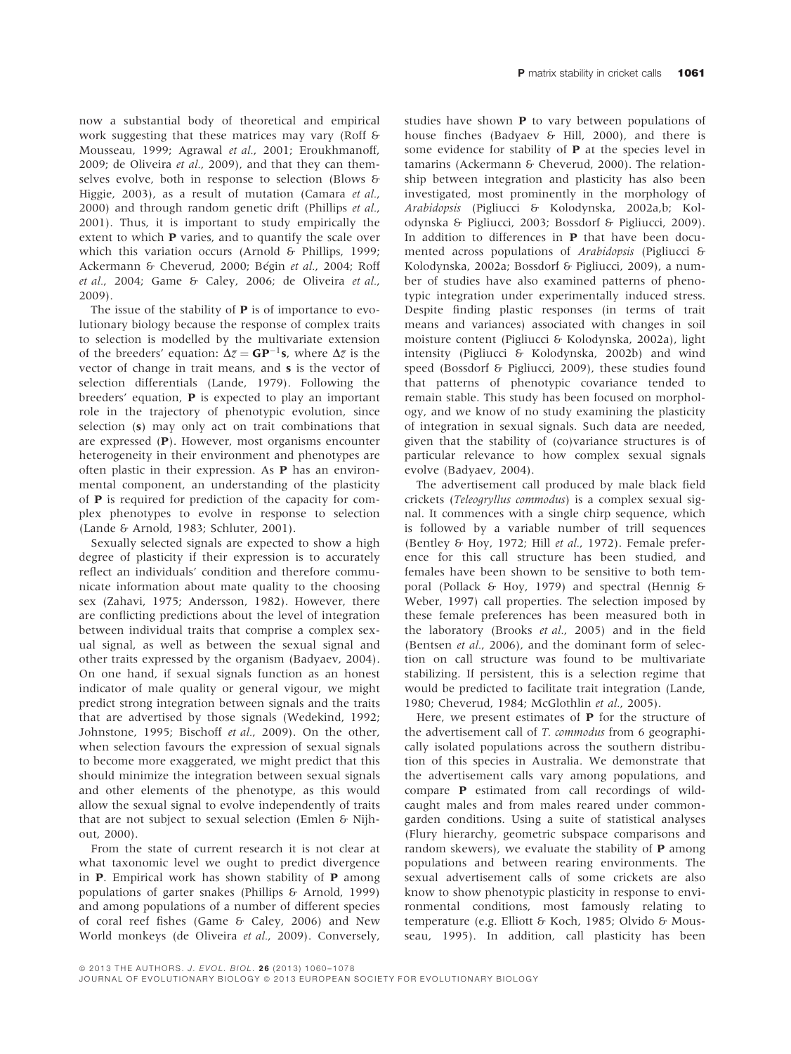now a substantial body of theoretical and empirical work suggesting that these matrices may vary (Roff & Mousseau, 1999; Agrawal *et al.*, 2001; Eroukhmanoff, 2009; de Oliveira *et al.*, 2009), and that they can themselves evolve, both in response to selection (Blows & Higgie, 2003), as a result of mutation (Camara *et al.*, 2000) and through random genetic drift (Phillips *et al.*, 2001). Thus, it is important to study empirically the extent to which **P** varies, and to quantify the scale over which this variation occurs (Arnold & Phillips, 1999; Ackermann & Cheverud, 2000; Bégin *et al.*, 2004; Roff *et al.*, 2004; Game & Caley, 2006; de Oliveira *et al.*, 2009).

The issue of the stability of **P** is of importance to evolutionary biology because the response of complex traits to selection is modelled by the multivariate extension of the breeders' equation: $\Delta\bar{z} = \mathbf{G}\mathbf{P}^{-1}\mathbf{s}$, where $\Delta\bar{z}$ is the vector of change in trait means, and **s** is the vector of selection differentials (Lande, 1979). Following the breeders' equation, **P** is expected to play an important role in the trajectory of phenotypic evolution, since selection (**s**) may only act on trait combinations that are expressed (**P**). However, most organisms encounter heterogeneity in their environment and phenotypes are often plastic in their expression. As **P** has an environmental component, an understanding of the plasticity of **P** is required for prediction of the capacity for complex phenotypes to evolve in response to selection (Lande & Arnold, 1983; Schluter, 2001).

Sexually selected signals are expected to show a high degree of plasticity if their expression is to accurately reflect an individuals' condition and therefore communicate information about mate quality to the choosing sex (Zahavi, 1975; Andersson, 1982). However, there are conflicting predictions about the level of integration between individual traits that comprise a complex sexual signal, as well as between the sexual signal and other traits expressed by the organism (Badyaev, 2004). On one hand, if sexual signals function as an honest indicator of male quality or general vigour, we might predict strong integration between signals and the traits that are advertised by those signals (Wedekind, 1992; Johnstone, 1995; Bischoff *et al.*, 2009). On the other, when selection favours the expression of sexual signals to become more exaggerated, we might predict that this should minimize the integration between sexual signals and other elements of the phenotype, as this would allow the sexual signal to evolve independently of traits that are not subject to sexual selection (Emlen & Nijhout, 2000).

From the state of current research it is not clear at what taxonomic level we ought to predict divergence in **P**. Empirical work has shown stability of **P** among populations of garter snakes (Phillips & Arnold, 1999) and among populations of a number of different species of coral reef fishes (Game & Caley, 2006) and New World monkeys (de Oliveira *et al.*, 2009). Conversely, studies have shown **P** to vary between populations of house finches (Badyaev & Hill, 2000), and there is some evidence for stability of **P** at the species level in tamarins (Ackermann & Cheverud, 2000). The relationship between integration and plasticity has also been investigated, most prominently in the morphology of *Arabidopsis* (Pigliucci & Kolodynska, 2002a,b; Kolodynska & Pigliucci, 2003; Bossdorf & Pigliucci, 2009). In addition to differences in **P** that have been documented across populations of *Arabidopsis* (Pigliucci & Kolodynska, 2002a; Bossdorf & Pigliucci, 2009), a number of studies have also examined patterns of phenotypic integration under experimentally induced stress. Despite finding plastic responses (in terms of trait means and variances) associated with changes in soil moisture content (Pigliucci & Kolodynska, 2002a), light intensity (Pigliucci & Kolodynska, 2002b) and wind speed (Bossdorf & Pigliucci, 2009), these studies found that patterns of phenotypic covariance tended to remain stable. This study has been focused on morphology, and we know of no study examining the plasticity of integration in sexual signals. Such data are needed, given that the stability of (co)variance structures is of particular relevance to how complex sexual signals evolve (Badyaev, 2004).

The advertisement call produced by male black field crickets (*Teleogryllus commodus*) is a complex sexual signal. It commences with a single chirp sequence, which is followed by a variable number of trill sequences (Bentley & Hoy, 1972; Hill *et al.*, 1972). Female preference for this call structure has been studied, and females have been shown to be sensitive to both temporal (Pollack & Hoy, 1979) and spectral (Hennig & Weber, 1997) call properties. The selection imposed by these female preferences has been measured both in the laboratory (Brooks *et al.*, 2005) and in the field (Bentsen *et al.*, 2006), and the dominant form of selection on call structure was found to be multivariate stabilizing. If persistent, this is a selection regime that would be predicted to facilitate trait integration (Lande, 1980; Cheverud, 1984; McGlothlin *et al.*, 2005).

Here, we present estimates of **P** for the structure of the advertisement call of *T. commodus* from 6 geographically isolated populations across the southern distribution of this species in Australia. We demonstrate that the advertisement calls vary among populations, and compare **P** estimated from call recordings of wild-caught males and from males reared under common-garden conditions. Using a suite of statistical analyses (Flury hierarchy, geometric subspace comparisons and random skewers), we evaluate the stability of **P** among populations and between rearing environments. The sexual advertisement calls of some crickets are also know to show phenotypic plasticity in response to environmental conditions, most famously relating to temperature (e.g. Elliott & Koch, 1985; Olvido & Mousseau, 1995). In addition, call plasticity has been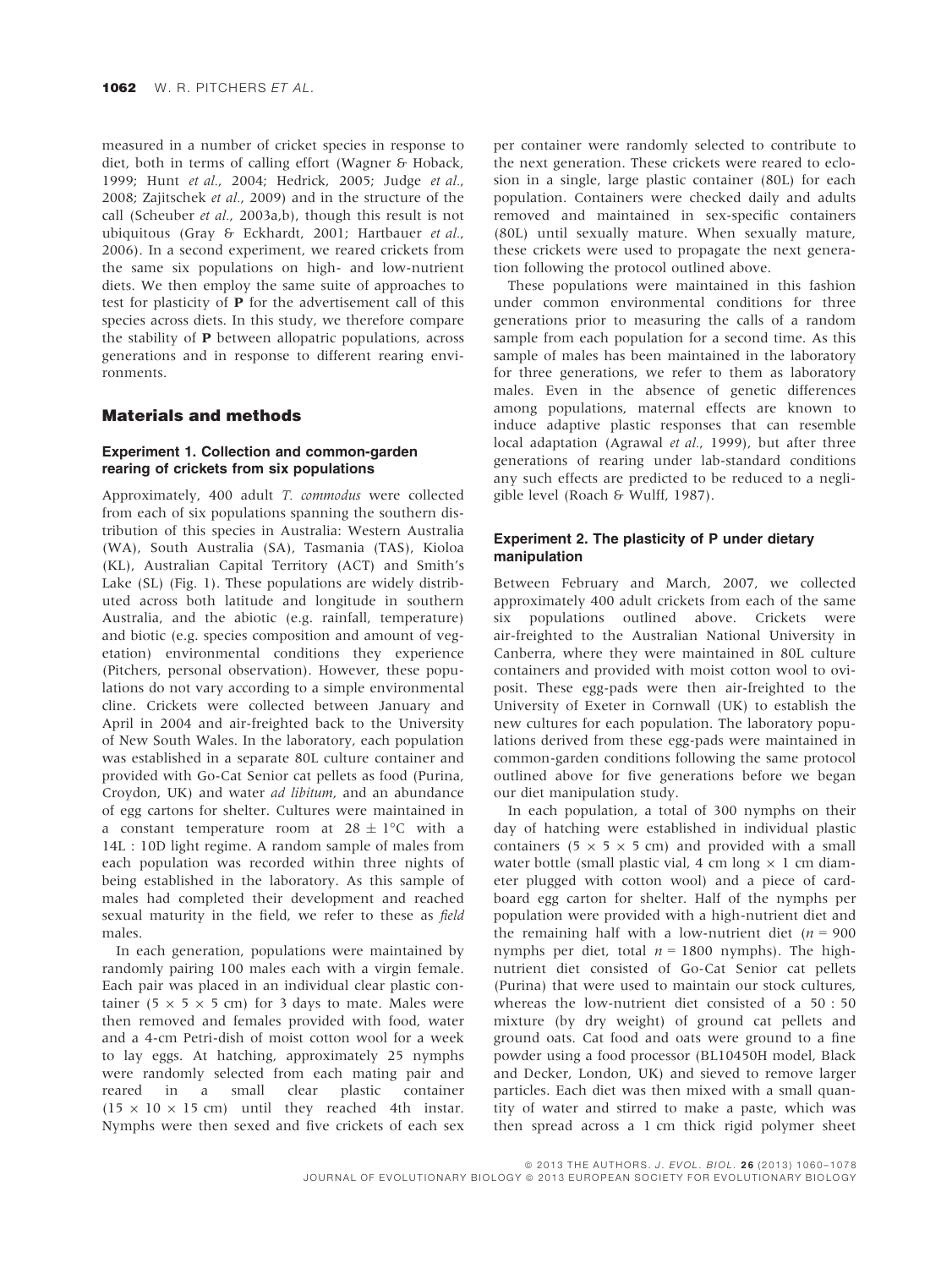measured in a number of cricket species in response to diet, both in terms of calling effort (Wagner & Hoback, 1999; Hunt *et al.*, 2004; Hedrick, 2005; Judge *et al.*, 2008; Zajitschek *et al.*, 2009) and in the structure of the call (Scheuber *et al.*, 2003a,b), though this result is not ubiquitous (Gray & Eckhardt, 2001; Hartbauer *et al.*, 2006). In a second experiment, we reared crickets from the same six populations on high- and low-nutrient diets. We then employ the same suite of approaches to test for plasticity of **P** for the advertisement call of this species across diets. In this study, we therefore compare the stability of **P** between allopatric populations, across generations and in response to different rearing environments.

## Materials and methods

### Experiment 1. Collection and common-garden rearing of crickets from six populations

Approximately, 400 adult *T. commodus* were collected from each of six populations spanning the southern distribution of this species in Australia: Western Australia (WA), South Australia (SA), Tasmania (TAS), Kioloa (KL), Australian Capital Territory (ACT) and Smith's Lake (SL) (Fig. 1). These populations are widely distributed across both latitude and longitude in southern Australia, and the abiotic (e.g. rainfall, temperature) and biotic (e.g. species composition and amount of vegetation) environmental conditions they experience (Pitchers, personal observation). However, these populations do not vary according to a simple environmental cline. Crickets were collected between January and April in 2004 and air-freighted back to the University of New South Wales. In the laboratory, each population was established in a separate 80L culture container and provided with Go-Cat Senior cat pellets as food (Purina, Croydon, UK) and water *ad libitum*, and an abundance of egg cartons for shelter. Cultures were maintained in a constant temperature room at $28 \pm 1°C$ with a 14L : 10D light regime. A random sample of males from each population was recorded within three nights of being established in the laboratory. As this sample of males had completed their development and reached sexual maturity in the field, we refer to these as *field* males.

In each generation, populations were maintained by randomly pairing 100 males each with a virgin female. Each pair was placed in an individual clear plastic container ($5 \times 5 \times 5$ cm) for 3 days to mate. Males were then removed and females provided with food, water and a 4-cm Petri-dish of moist cotton wool for a week to lay eggs. At hatching, approximately 25 nymphs were randomly selected from each mating pair and reared in a small clear plastic container ($15 \times 10 \times 15$ cm) until they reached 4th instar. Nymphs were then sexed and five crickets of each sex per container were randomly selected to contribute to the next generation. These crickets were reared to eclosion in a single, large plastic container (80L) for each population. Containers were checked daily and adults removed and maintained in sex-specific containers (80L) until sexually mature. When sexually mature, these crickets were used to propagate the next generation following the protocol outlined above.

These populations were maintained in this fashion under common environmental conditions for three generations prior to measuring the calls of a random sample from each population for a second time. As this sample of males has been maintained in the laboratory for three generations, we refer to them as laboratory males. Even in the absence of genetic differences among populations, maternal effects are known to induce adaptive plastic responses that can resemble local adaptation (Agrawal *et al.*, 1999), but after three generations of rearing under lab-standard conditions any such effects are predicted to be reduced to a negligible level (Roach & Wulff, 1987).

### Experiment 2. The plasticity of P under dietary manipulation

Between February and March, 2007, we collected approximately 400 adult crickets from each of the same six populations outlined above. Crickets were air-freighted to the Australian National University in Canberra, where they were maintained in 80L culture containers and provided with moist cotton wool to oviposit. These egg-pads were then air-freighted to the University of Exeter in Cornwall (UK) to establish the new cultures for each population. The laboratory populations derived from these egg-pads were maintained in common-garden conditions following the same protocol outlined above for five generations before we began our diet manipulation study.

In each population, a total of 300 nymphs on their day of hatching were established in individual plastic containers ($5 \times 5 \times 5$ cm) and provided with a small water bottle (small plastic vial, 4 cm long × 1 cm diameter plugged with cotton wool) and a piece of cardboard egg carton for shelter. Half of the nymphs per population were provided with a high-nutrient diet and the remaining half with a low-nutrient diet ($n = 900$ nymphs per diet, total $n = 1800$ nymphs). The high-nutrient diet consisted of Go-Cat Senior cat pellets (Purina) that were used to maintain our stock cultures, whereas the low-nutrient diet consisted of a 50 : 50 mixture (by dry weight) of ground cat pellets and ground oats. Cat food and oats were ground to a fine powder using a food processor (BL10450H model, Black and Decker, London, UK) and sieved to remove larger particles. Each diet was then mixed with a small quantity of water and stirred to make a paste, which was then spread across a 1 cm thick rigid polymer sheet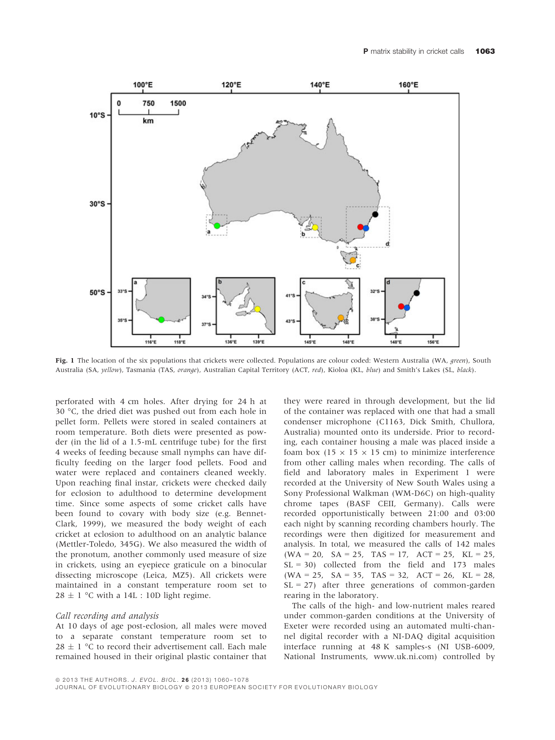**Fig. 1** The location of the six populations that crickets were collected. Populations are colour coded: Western Australia (WA, *green*), South Australia (SA, *yellow*), Tasmania (TAS, *orange*), Australian Capital Territory (ACT, *red*), Kioloa (KL, *blue*) and Smith's Lakes (SL, *black*).

perforated with 4 cm holes. After drying for 24 h at 30 °C, the dried diet was pushed out from each hole in pellet form. Pellets were stored in sealed containers at room temperature. Both diets were presented as powder (in the lid of a 1.5-mL centrifuge tube) for the first 4 weeks of feeding because small nymphs can have difficulty feeding on the larger food pellets. Food and water were replaced and containers cleaned weekly. Upon reaching final instar, crickets were checked daily for eclosion to adulthood to determine development time. Since some aspects of some cricket calls have been found to covary with body size (e.g. Bennet-Clark, 1999), we measured the body weight of each cricket at eclosion to adulthood on an analytic balance (Mettler-Toledo, 345G). We also measured the width of the pronotum, another commonly used measure of size in crickets, using an eyepiece graticule on a binocular dissecting microscope (Leica, MZ5). All crickets were maintained in a constant temperature room set to 28 ± 1 °C with a 14L : 10D light regime.

### Call recording and analysis

At 10 days of age post-eclosion, all males were moved to a separate constant temperature room set to 28 ± 1 °C to record their advertisement call. Each male remained housed in their original plastic container that they were reared in through development, but the lid of the container was replaced with one that had a small condenser microphone (C1163, Dick Smith, Chullora, Australia) mounted onto its underside. Prior to recording, each container housing a male was placed inside a foam box (15 × 15 × 15 cm) to minimize interference from other calling males when recording. The calls of field and laboratory males in Experiment 1 were recorded at the University of New South Wales using a Sony Professional Walkman (WM-D6C) on high-quality chrome tapes (BASF CEII, Germany). Calls were recorded opportunistically between 21:00 and 03:00 each night by scanning recording chambers hourly. The recordings were then digitized for measurement and analysis. In total, we measured the calls of 142 males (WA = 20, SA = 25, TAS = 17, ACT = 25, KL = 25, SL = 30) collected from the field and 173 males (WA = 25, SA = 35, TAS = 32, ACT = 26, KL = 28, SL = 27) after three generations of common-garden rearing in the laboratory.

The calls of the high- and low-nutrient males reared under common-garden conditions at the University of Exeter were recorded using an automated multi-channel digital recorder with a NI-DAQ digital acquisition interface running at 48 K samples-s (NI USB-6009, National Instruments, www.uk.ni.com) controlled by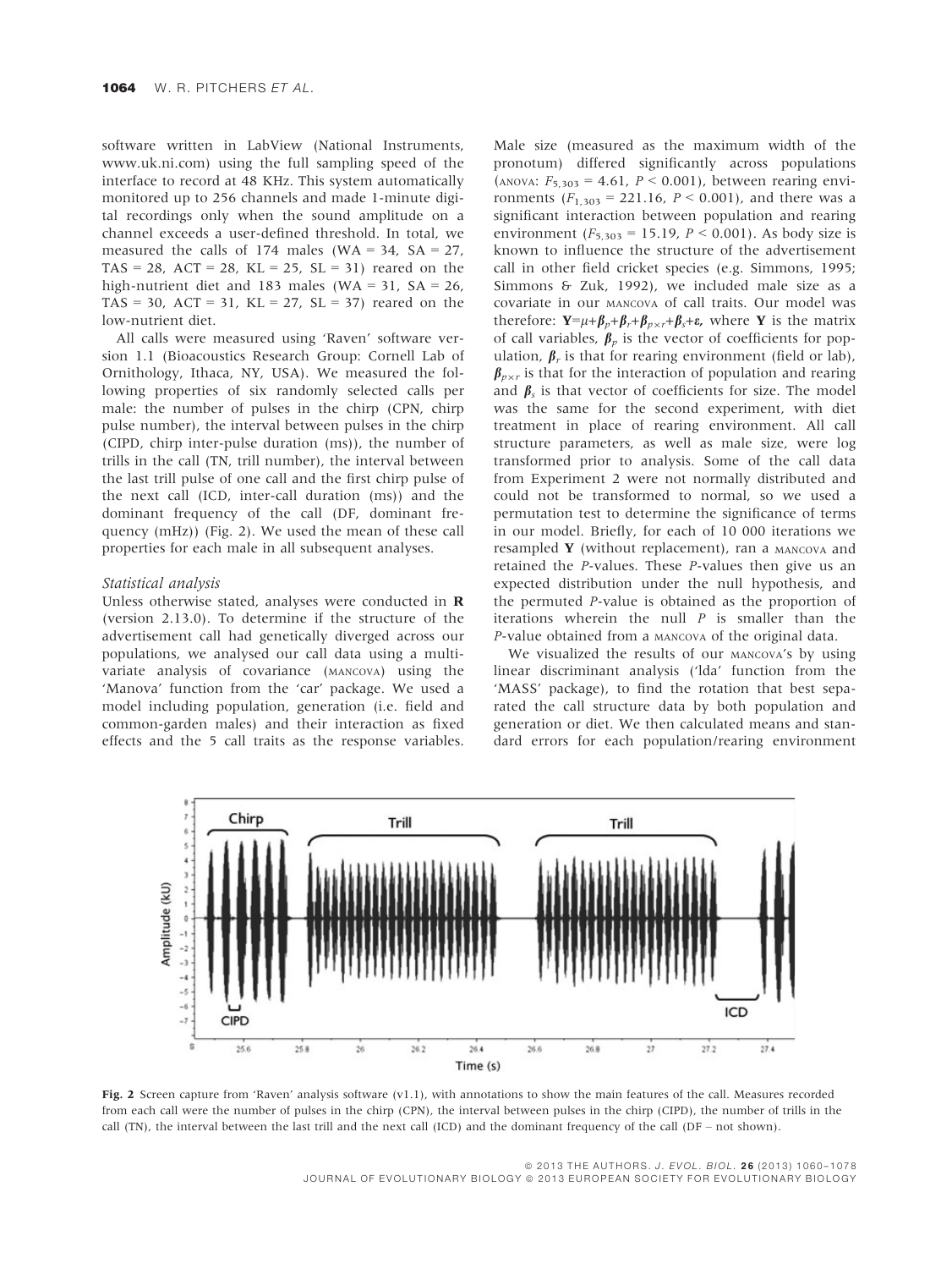software written in LabView (National Instruments, www.uk.ni.com) using the full sampling speed of the interface to record at 48 KHz. This system automatically monitored up to 256 channels and made 1-minute digital recordings only when the sound amplitude on a channel exceeds a user-defined threshold. In total, we measured the calls of 174 males (WA = 34, SA = 27, TAS = 28, ACT = 28, KL = 25, SL = 31) reared on the high-nutrient diet and 183 males (WA = 31, SA = 26, TAS = 30, ACT = 31, KL = 27, SL = 37) reared on the low-nutrient diet.

All calls were measured using 'Raven' software version 1.1 (Bioacoustics Research Group: Cornell Lab of Ornithology, Ithaca, NY, USA). We measured the following properties of six randomly selected calls per male: the number of pulses in the chirp (CPN, chirp pulse number), the interval between pulses in the chirp (CIPD, chirp inter-pulse duration (ms)), the number of trills in the call (TN, trill number), the interval between the last trill pulse of one call and the first chirp pulse of the next call (ICD, inter-call duration (ms)) and the dominant frequency of the call (DF, dominant frequency (mHz)) (Fig. 2). We used the mean of these call properties for each male in all subsequent analyses.

### Statistical analysis

Unless otherwise stated, analyses were conducted in **R** (version 2.13.0). To determine if the structure of the advertisement call had genetically diverged across our populations, we analysed our call data using a multivariate analysis of covariance (MANCOVA) using the 'Manova' function from the 'car' package. We used a model including population, generation (i.e. field and common-garden males) and their interaction as fixed effects and the 5 call traits as the response variables. Male size (measured as the maximum width of the pronotum) differed significantly across populations (ANOVA: $F_{5,303} = 4.61$, $P < 0.001$), between rearing environments ($F_{1,303} = 221.16$, $P < 0.001$), and there was a significant interaction between population and rearing environment ($F_{5,303} = 15.19$, $P < 0.001$). As body size is known to influence the structure of the advertisement call in other field cricket species (e.g. Simmons, 1995; Simmons & Zuk, 1992), we included male size as a covariate in our MANCOVA of call traits. Our model was therefore: $\mathbf{Y}=\mu+\boldsymbol{\beta}_p+\boldsymbol{\beta}_r+\boldsymbol{\beta}_{p\times r}+\boldsymbol{\beta}_s+\boldsymbol{\varepsilon}$, where $\mathbf{Y}$ is the matrix of call variables, $\boldsymbol{\beta}_p$ is the vector of coefficients for population, $\boldsymbol{\beta}_r$ is that for rearing environment (field or lab), $\boldsymbol{\beta}_{p\times r}$ is that for the interaction of population and rearing and $\boldsymbol{\beta}_s$ is that vector of coefficients for size. The model was the same for the second experiment, with diet treatment in place of rearing environment. All call structure parameters, as well as male size, were log transformed prior to analysis. Some of the call data from Experiment 2 were not normally distributed and could not be transformed to normal, so we used a permutation test to determine the significance of terms in our model. Briefly, for each of 10 000 iterations we resampled $\mathbf{Y}$ (without replacement), ran a MANCOVA and retained the $P$-values. These $P$-values then give us an expected distribution under the null hypothesis, and the permuted $P$-value is obtained as the proportion of iterations wherein the null $P$ is smaller than the $P$-value obtained from a MANCOVA of the original data.

We visualized the results of our MANCOVA's by using linear discriminant analysis ('lda' function from the 'MASS' package), to find the rotation that best separated the call structure data by both population and generation or diet. We then calculated means and standard errors for each population/rearing environment

**Fig. 2** Screen capture from 'Raven' analysis software (v1.1), with annotations to show the main features of the call. Measures recorded from each call were the number of pulses in the chirp (CPN), the interval between pulses in the chirp (CIPD), the number of trills in the call (TN), the interval between the last trill and the next call (ICD) and the dominant frequency of the call (DF – not shown).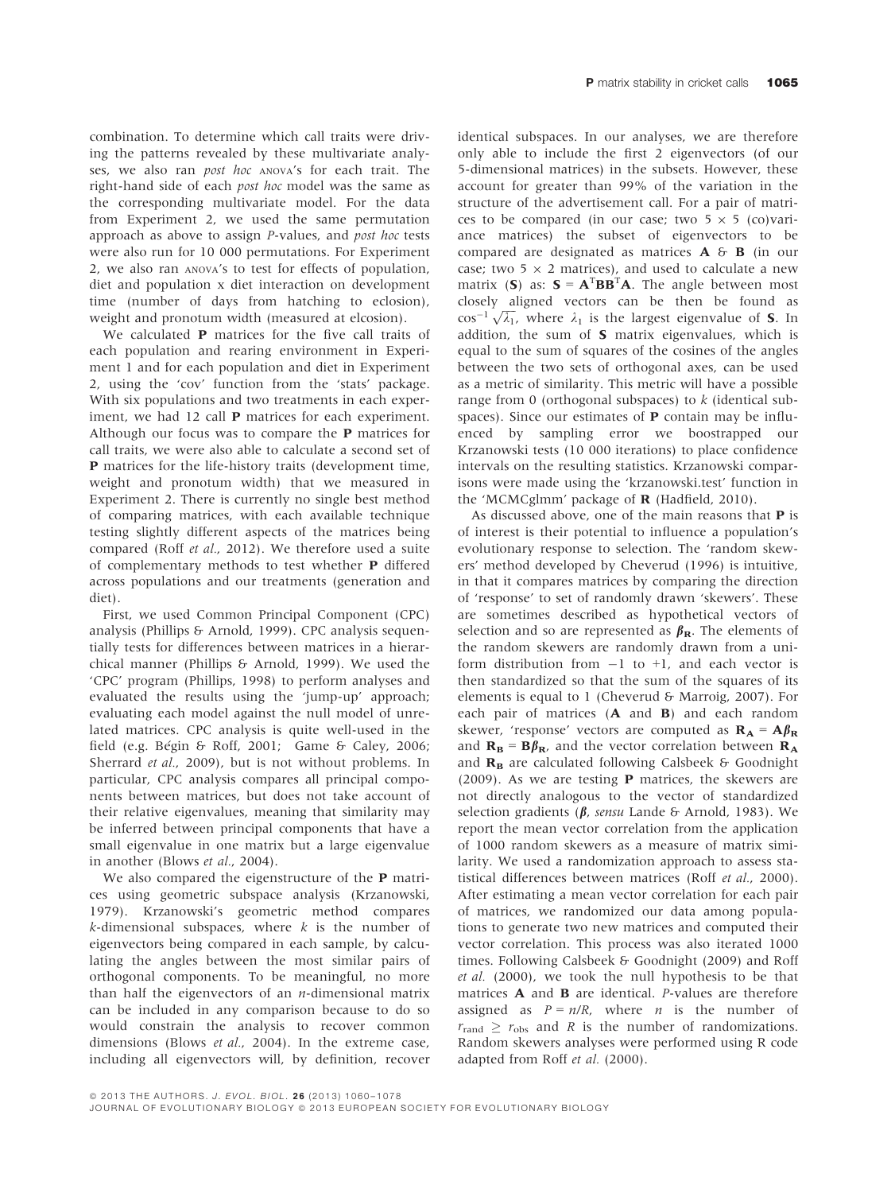combination. To determine which call traits were driving the patterns revealed by these multivariate analyses, we also ran *post hoc* ANOVA's for each trait. The right-hand side of each *post hoc* model was the same as the corresponding multivariate model. For the data from Experiment 2, we used the same permutation approach as above to assign *P*-values, and *post hoc* tests were also run for 10 000 permutations. For Experiment 2, we also ran ANOVA's to test for effects of population, diet and population x diet interaction on development time (number of days from hatching to eclosion), weight and pronotum width (measured at elcosion).

We calculated **P** matrices for the five call traits of each population and rearing environment in Experiment 1 and for each population and diet in Experiment 2, using the 'cov' function from the 'stats' package. With six populations and two treatments in each experiment, we had 12 call **P** matrices for each experiment. Although our focus was to compare the **P** matrices for call traits, we were also able to calculate a second set of **P** matrices for the life-history traits (development time, weight and pronotum width) that we measured in Experiment 2. There is currently no single best method of comparing matrices, with each available technique testing slightly different aspects of the matrices being compared (Roff *et al.*, 2012). We therefore used a suite of complementary methods to test whether **P** differed across populations and our treatments (generation and diet).

First, we used Common Principal Component (CPC) analysis (Phillips & Arnold, 1999). CPC analysis sequentially tests for differences between matrices in a hierarchical manner (Phillips & Arnold, 1999). We used the 'CPC' program (Phillips, 1998) to perform analyses and evaluated the results using the 'jump-up' approach; evaluating each model against the null model of unrelated matrices. CPC analysis is quite well-used in the field (e.g. Bégin & Roff, 2001; Game & Caley, 2006; Sherrard *et al.*, 2009), but is not without problems. In particular, CPC analysis compares all principal components between matrices, but does not take account of their relative eigenvalues, meaning that similarity may be inferred between principal components that have a small eigenvalue in one matrix but a large eigenvalue in another (Blows *et al.*, 2004).

We also compared the eigenstructure of the **P** matrices using geometric subspace analysis (Krzanowski, 1979). Krzanowski's geometric method compares *k*-dimensional subspaces, where *k* is the number of eigenvectors being compared in each sample, by calculating the angles between the most similar pairs of orthogonal components. To be meaningful, no more than half the eigenvectors of an *n*-dimensional matrix can be included in any comparison because to do so would constrain the analysis to recover common dimensions (Blows *et al.*, 2004). In the extreme case, including all eigenvectors will, by definition, recover identical subspaces. In our analyses, we are therefore only able to include the first 2 eigenvectors (of our 5-dimensional matrices) in the subsets. However, these account for greater than 99% of the variation in the structure of the advertisement call. For a pair of matrices to be compared (in our case; two 5 × 5 (co)variance matrices) the subset of eigenvectors to be compared are designated as matrices **A** & **B** (in our case; two 5 × 2 matrices), and used to calculate a new matrix (**S**) as: $\mathbf{S} = \mathbf{A}^T\mathbf{B}\mathbf{B}^T\mathbf{A}$. The angle between most closely aligned vectors can be then be found as $\cos^{-1}\sqrt{\lambda_1}$, where $\lambda_1$ is the largest eigenvalue of **S**. In addition, the sum of **S** matrix eigenvalues, which is equal to the sum of squares of the cosines of the angles between the two sets of orthogonal axes, can be used as a metric of similarity. This metric will have a possible range from 0 (orthogonal subspaces) to *k* (identical subspaces). Since our estimates of **P** contain may be influenced by sampling error we boostrapped our Krzanowski tests (10 000 iterations) to place confidence intervals on the resulting statistics. Krzanowski comparisons were made using the 'krzanowski.test' function in the 'MCMCglmm' package of **R** (Hadfield, 2010).

As discussed above, one of the main reasons that **P** is of interest is their potential to influence a population's evolutionary response to selection. The 'random skewers' method developed by Cheverud (1996) is intuitive, in that it compares matrices by comparing the direction of 'response' to set of randomly drawn 'skewers'. These are sometimes described as hypothetical vectors of selection and so are represented as $\boldsymbol{\beta}_\mathbf{R}$. The elements of the random skewers are randomly drawn from a uniform distribution from −1 to +1, and each vector is then standardized so that the sum of the squares of its elements is equal to 1 (Cheverud & Marroig, 2007). For each pair of matrices (**A** and **B**) and each random skewer, 'response' vectors are computed as $\mathbf{R_A} = \mathbf{A}\boldsymbol{\beta}_\mathbf{R}$ and $\mathbf{R_B} = \mathbf{B}\boldsymbol{\beta}_\mathbf{R}$, and the vector correlation between $\mathbf{R_A}$ and $\mathbf{R_B}$ are calculated following Calsbeek & Goodnight (2009). As we are testing **P** matrices, the skewers are not directly analogous to the vector of standardized selection gradients ($\boldsymbol{\beta}$, *sensu* Lande & Arnold, 1983). We report the mean vector correlation from the application of 1000 random skewers as a measure of matrix similarity. We used a randomization approach to assess statistical differences between matrices (Roff *et al.*, 2000). After estimating a mean vector correlation for each pair of matrices, we randomized our data among populations to generate two new matrices and computed their vector correlation. This process was also iterated 1000 times. Following Calsbeek & Goodnight (2009) and Roff *et al.* (2000), we took the null hypothesis to be that matrices **A** and **B** are identical. *P*-values are therefore assigned as $P = n/R$, where $n$ is the number of $r_{\text{rand}} \geq r_{\text{obs}}$ and $R$ is the number of randomizations. Random skewers analyses were performed using R code adapted from Roff *et al.* (2000).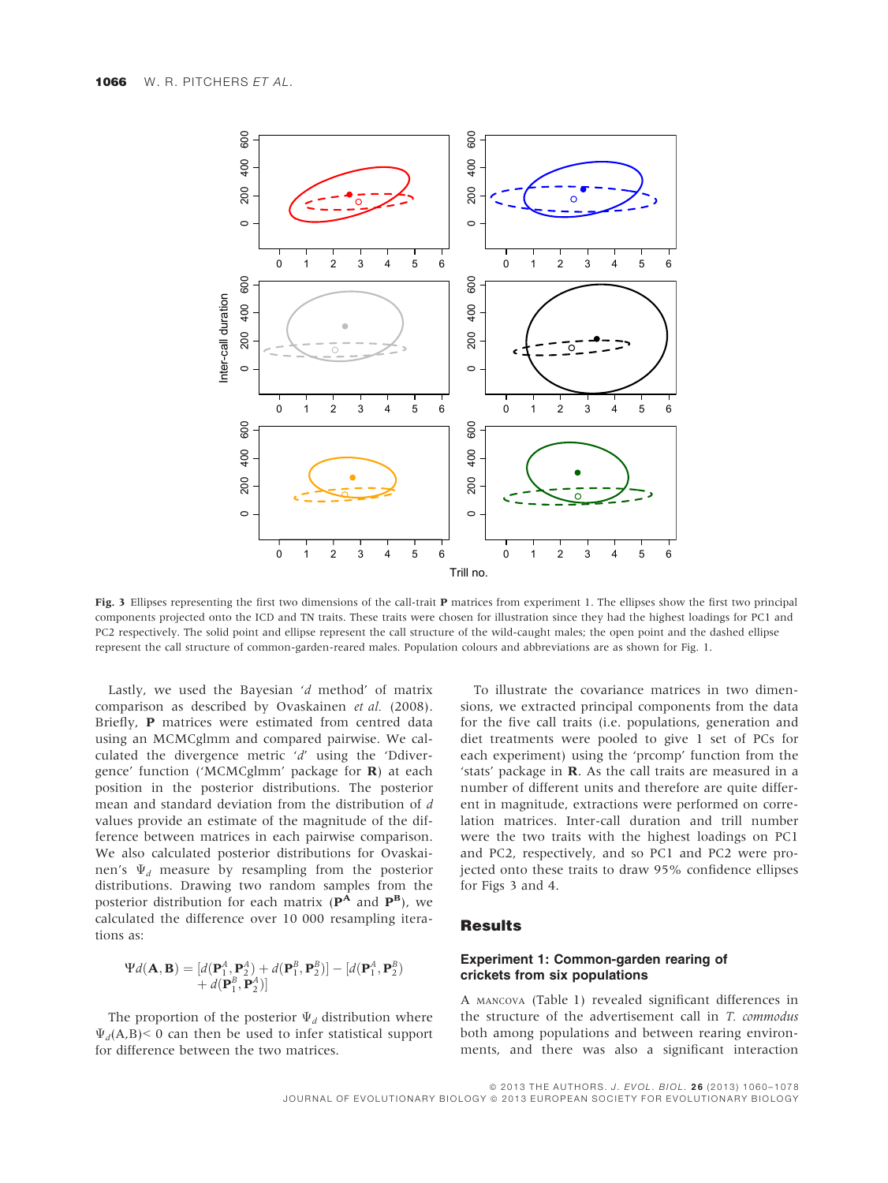**Fig. 3** Ellipses representing the first two dimensions of the call-trait **P** matrices from experiment 1. The ellipses show the first two principal components projected onto the ICD and TN traits. These traits were chosen for illustration since they had the highest loadings for PC1 and PC2 respectively. The solid point and ellipse represent the call structure of the wild-caught males; the open point and the dashed ellipse represent the call structure of common-garden-reared males. Population colours and abbreviations are as shown for Fig. 1.

Lastly, we used the Bayesian '*d* method' of matrix comparison as described by Ovaskainen *et al.* (2008). Briefly, **P** matrices were estimated from centred data using an MCMCglmm and compared pairwise. We calculated the divergence metric '*d*' using the 'Ddivergence' function ('MCMCglmm' package for **R**) at each position in the posterior distributions. The posterior mean and standard deviation from the distribution of *d* values provide an estimate of the magnitude of the difference between matrices in each pairwise comparison. We also calculated posterior distributions for Ovaskainen's $\Psi_d$ measure by resampling from the posterior distributions. Drawing two random samples from the posterior distribution for each matrix ($\mathbf{P}^{\mathbf{A}}$ and $\mathbf{P}^{\mathbf{B}}$), we calculated the difference over 10 000 resampling iterations as:

$$\Psi d(\mathbf{A},\mathbf{B}) = [d(\mathbf{P}_1^A,\mathbf{P}_2^A) + d(\mathbf{P}_1^B,\mathbf{P}_2^B)] - [d(\mathbf{P}_1^A,\mathbf{P}_2^B) + d(\mathbf{P}_1^B,\mathbf{P}_2^A)]$$

The proportion of the posterior $\Psi_d$ distribution where $\Psi_d(\mathrm{A,B}) < 0$ can then be used to infer statistical support for difference between the two matrices.

To illustrate the covariance matrices in two dimensions, we extracted principal components from the data for the five call traits (i.e. populations, generation and diet treatments were pooled to give 1 set of PCs for each experiment) using the 'prcomp' function from the 'stats' package in **R**. As the call traits are measured in a number of different units and therefore are quite different in magnitude, extractions were performed on correlation matrices. Inter-call duration and trill number were the two traits with the highest loadings on PC1 and PC2, respectively, and so PC1 and PC2 were projected onto these traits to draw 95% confidence ellipses for Figs 3 and 4.

## Results

### Experiment 1: Common-garden rearing of crickets from six populations

A MANCOVA (Table 1) revealed significant differences in the structure of the advertisement call in *T. commodus* both among populations and between rearing environments, and there was also a significant interaction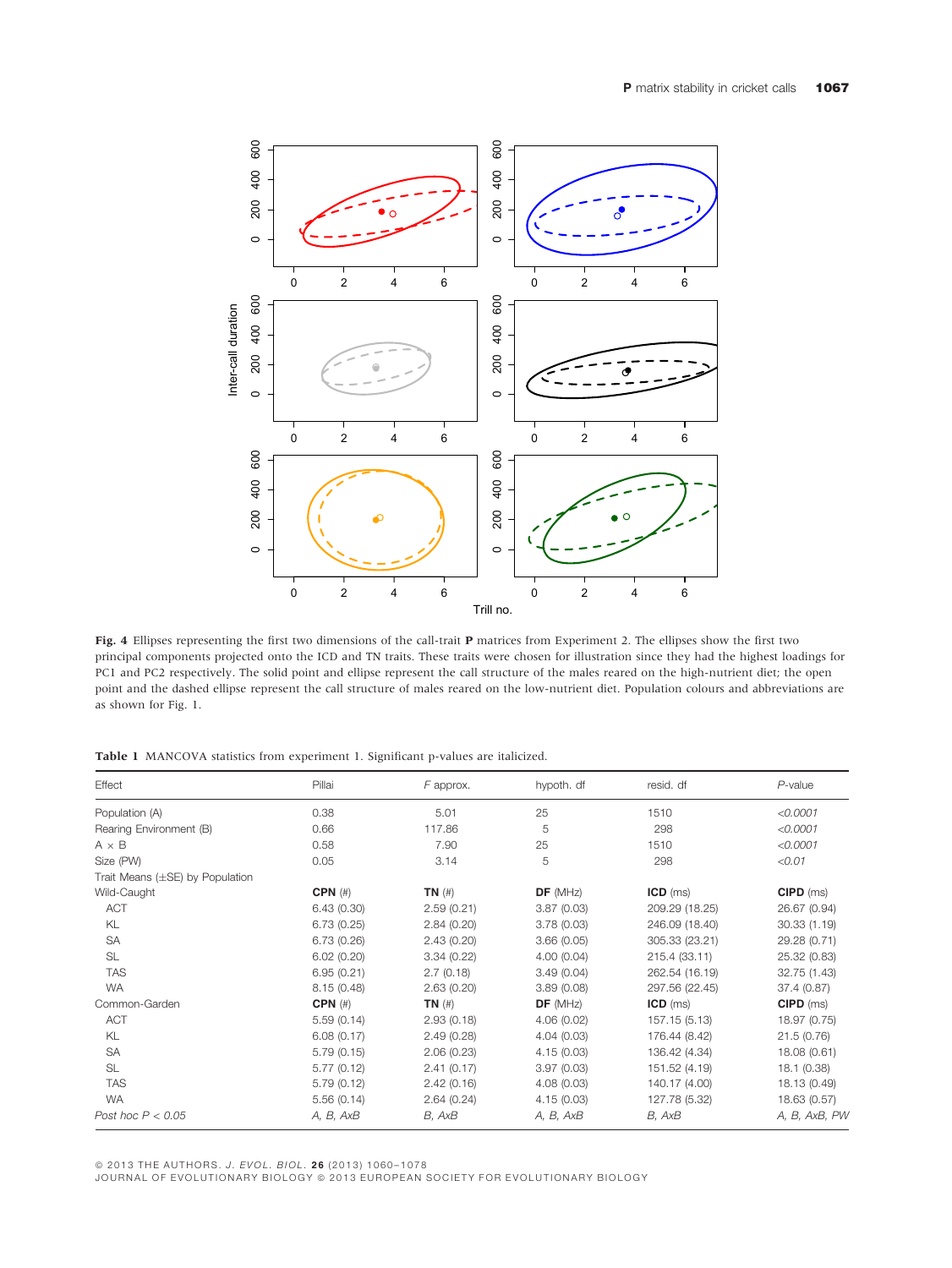Fig. 4 Ellipses representing the first two dimensions of the call-trait **P** matrices from Experiment 2. The ellipses show the first two principal components projected onto the ICD and TN traits. These traits were chosen for illustration since they had the highest loadings for PC1 and PC2 respectively. The solid point and ellipse represent the call structure of the males reared on the high-nutrient diet; the open point and the dashed ellipse represent the call structure of males reared on the low-nutrient diet. Population colours and abbreviations are as shown for Fig. 1.

**Table 1** MANCOVA statistics from experiment 1. Significant p-values are italicized.

| Effect | Pillai | *F* approx. | hypoth. df | resid. df | *P*-value |
|---|---|---|---|---|---|
| Population (A) | 0.38 | 5.01 | 25 | 1510 | *<0.0001* |
| Rearing Environment (B) | 0.66 | 117.86 | 5 | 298 | *<0.0001* |
| A × B | 0.58 | 7.90 | 25 | 1510 | *<0.0001* |
| Size (PW) | 0.05 | 3.14 | 5 | 298 | *<0.01* |
| Trait Means (±SE) by Population | | | | | |
| Wild-Caught | **CPN** (#) | **TN** (#) | **DF** (MHz) | **ICD** (ms) | **CIPD** (ms) |
| ACT | 6.43 (0.30) | 2.59 (0.21) | 3.87 (0.03) | 209.29 (18.25) | 26.67 (0.94) |
| KL | 6.73 (0.25) | 2.84 (0.20) | 3.78 (0.03) | 246.09 (18.40) | 30.33 (1.19) |
| SA | 6.73 (0.26) | 2.43 (0.20) | 3.66 (0.05) | 305.33 (23.21) | 29.28 (0.71) |
| SL | 6.02 (0.20) | 3.34 (0.22) | 4.00 (0.04) | 215.4 (33.11) | 25.32 (0.83) |
| TAS | 6.95 (0.21) | 2.7 (0.18) | 3.49 (0.04) | 262.54 (16.19) | 32.75 (1.43) |
| WA | 8.15 (0.48) | 2.63 (0.20) | 3.89 (0.08) | 297.56 (22.45) | 37.4 (0.87) |
| Common-Garden | **CPN** (#) | **TN** (#) | **DF** (MHz) | **ICD** (ms) | **CIPD** (ms) |
| ACT | 5.59 (0.14) | 2.93 (0.18) | 4.06 (0.02) | 157.15 (5.13) | 18.97 (0.75) |
| KL | 6.08 (0.17) | 2.49 (0.28) | 4.04 (0.03) | 176.44 (8.42) | 21.5 (0.76) |
| SA | 5.79 (0.15) | 2.06 (0.23) | 4.15 (0.03) | 136.42 (4.34) | 18.08 (0.61) |
| SL | 5.77 (0.12) | 2.41 (0.17) | 3.97 (0.03) | 151.52 (4.19) | 18.1 (0.38) |
| TAS | 5.79 (0.12) | 2.42 (0.16) | 4.08 (0.03) | 140.17 (4.00) | 18.13 (0.49) |
| WA | 5.56 (0.14) | 2.64 (0.24) | 4.15 (0.03) | 127.78 (5.32) | 18.63 (0.57) |
| *Post hoc P < 0.05* | *A, B, AxB* | *B, AxB* | *A, B, AxB* | *B, AxB* | *A, B, AxB, PW* |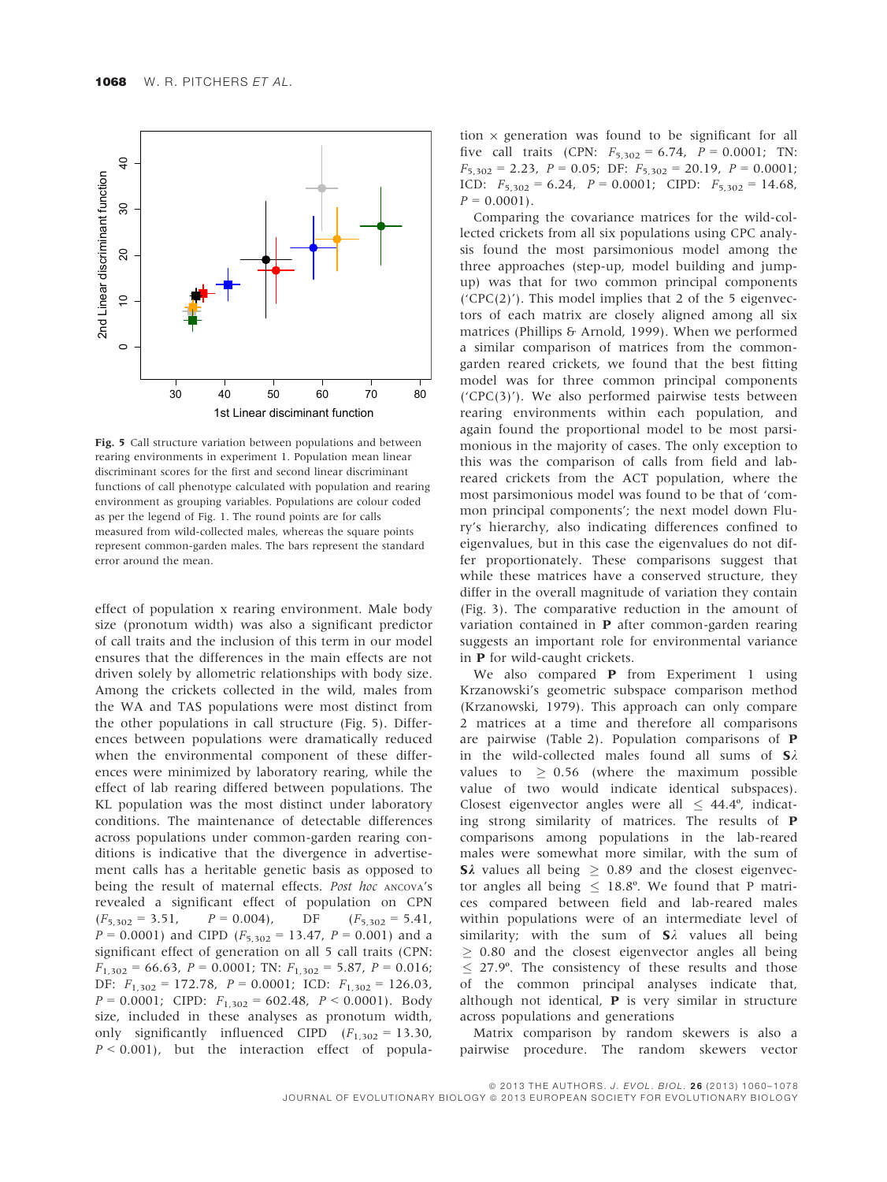Fig. 5 Call structure variation between populations and between rearing environments in experiment 1. Population mean linear discriminant scores for the first and second linear discriminant functions of call phenotype calculated with population and rearing environment as grouping variables. Populations are colour coded as per the legend of Fig. 1. The round points are for calls measured from wild-collected males, whereas the square points represent common-garden males. The bars represent the standard error around the mean.

effect of population x rearing environment. Male body size (pronotum width) was also a significant predictor of call traits and the inclusion of this term in our model ensures that the differences in the main effects are not driven solely by allometric relationships with body size. Among the crickets collected in the wild, males from the WA and TAS populations were most distinct from the other populations in call structure (Fig. 5). Differences between populations were dramatically reduced when the environmental component of these differences were minimized by laboratory rearing, while the effect of lab rearing differed between populations. The KL population was the most distinct under laboratory conditions. The maintenance of detectable differences across populations under common-garden rearing conditions is indicative that the divergence in advertisement calls has a heritable genetic basis as opposed to being the result of maternal effects. *Post hoc* ANCOVA's revealed a significant effect of population on CPN ($F_{5,302} = 3.51$, $P = 0.004$), DF ($F_{5,302} = 5.41$, $P = 0.0001$) and CIPD ($F_{5,302} = 13.47$, $P = 0.001$) and a significant effect of generation on all 5 call traits (CPN: $F_{1,302} = 66.63$, $P = 0.0001$; TN: $F_{1,302} = 5.87$, $P = 0.016$; DF: $F_{1,302} = 172.78$, $P = 0.0001$; ICD: $F_{1,302} = 126.03$, $P = 0.0001$; CIPD: $F_{1,302} = 602.48$, $P < 0.0001$). Body size, included in these analyses as pronotum width, only significantly influenced CIPD ($F_{1,302} = 13.30$, $P < 0.001$), but the interaction effect of population × generation was found to be significant for all five call traits (CPN: $F_{5,302} = 6.74$, $P = 0.0001$; TN: $F_{5,302} = 2.23$, $P = 0.05$; DF: $F_{5,302} = 20.19$, $P = 0.0001$; ICD: $F_{5,302} = 6.24$, $P = 0.0001$; CIPD: $F_{5,302} = 14.68$, $P = 0.0001$).

Comparing the covariance matrices for the wild-collected crickets from all six populations using CPC analysis found the most parsimonious model among the three approaches (step-up, model building and jump-up) was that for two common principal components ('CPC(2)'). This model implies that 2 of the 5 eigenvectors of each matrix are closely aligned among all six matrices (Phillips & Arnold, 1999). When we performed a similar comparison of matrices from the common-garden reared crickets, we found that the best fitting model was for three common principal components ('CPC(3)'). We also performed pairwise tests between rearing environments within each population, and again found the proportional model to be most parsimonious in the majority of cases. The only exception to this was the comparison of calls from field and lab-reared crickets from the ACT population, where the most parsimonious model was found to be that of 'common principal components'; the next model down Flury's hierarchy, also indicating differences confined to eigenvalues, but in this case the eigenvalues do not differ proportionately. These comparisons suggest that while these matrices have a conserved structure, they differ in the overall magnitude of variation they contain (Fig. 3). The comparative reduction in the amount of variation contained in **P** after common-garden rearing suggests an important role for environmental variance in **P** for wild-caught crickets.

We also compared **P** from Experiment 1 using Krzanowski's geometric subspace comparison method (Krzanowski, 1979). This approach can only compare 2 matrices at a time and therefore all comparisons are pairwise (Table 2). Population comparisons of **P** in the wild-collected males found all sums of $\mathbf{S}\lambda$ values to $\geq 0.56$ (where the maximum possible value of two would indicate identical subspaces). Closest eigenvector angles were all $\leq 44.4$º, indicating strong similarity of matrices. The results of **P** comparisons among populations in the lab-reared males were somewhat more similar, with the sum of $\mathbf{S}\lambda$ values all being $\geq 0.89$ and the closest eigenvector angles all being $\leq 18.8$º. We found that P matrices compared between field and lab-reared males within populations were of an intermediate level of similarity; with the sum of $\mathbf{S}\lambda$ values all being $\geq 0.80$ and the closest eigenvector angles all being $\leq 27.9$º. The consistency of these results and those of the common principal analyses indicate that, although not identical, **P** is very similar in structure across populations and generations

Matrix comparison by random skewers is also a pairwise procedure. The random skewers vector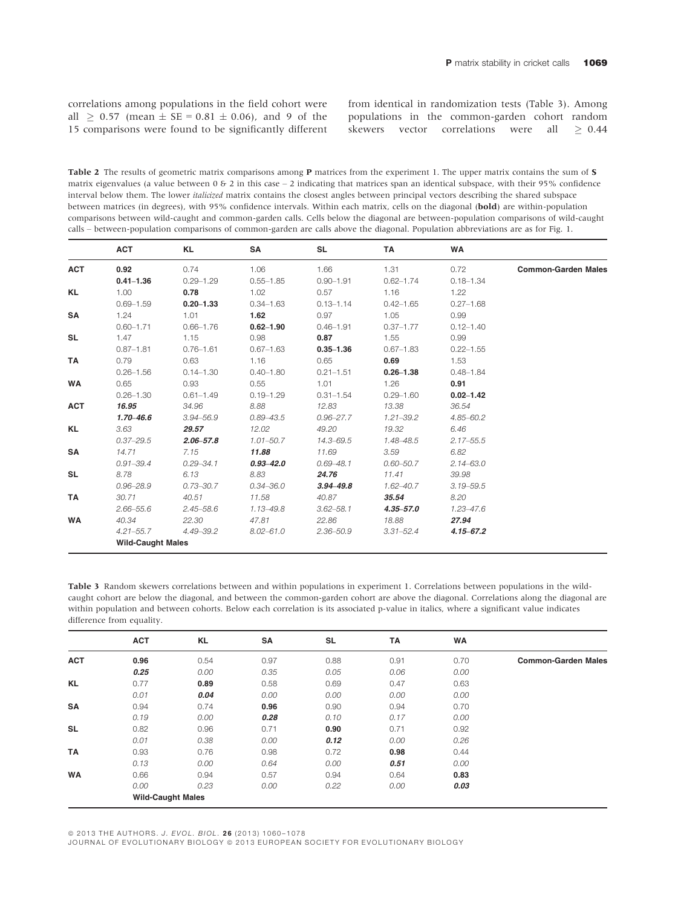correlations among populations in the field cohort were all $\geq 0.57$ (mean $\pm$ SE = $0.81 \pm 0.06$), and 9 of the 15 comparisons were found to be significantly different from identical in randomization tests (Table 3). Among populations in the common-garden cohort random skewers vector correlations were all $\geq 0.44$

**Table 2** The results of geometric matrix comparisons among **P** matrices from the experiment 1. The upper matrix contains the sum of **S** matrix eigenvalues (a value between 0 & 2 in this case – 2 indicating that matrices span an identical subspace, with their 95% confidence interval below them. The lower *italicized* matrix contains the closest angles between principal vectors describing the shared subspace between matrices (in degrees), with 95% confidence intervals. Within each matrix, cells on the diagonal (**bold**) are within-population comparisons between wild-caught and common-garden calls. Cells below the diagonal are between-population comparisons of wild-caught calls – between-population comparisons of common-garden are calls above the diagonal. Population abbreviations are as for Fig. 1.

| | ACT | KL | SA | SL | TA | WA | |
|---|---|---|---|---|---|---|---|
| **ACT** | **0.92** | 0.74 | 1.06 | 1.66 | 1.31 | 0.72 | **Common-Garden Males** |
| | **0.41–1.36** | 0.29–1.29 | 0.55–1.85 | 0.90–1.91 | 0.62–1.74 | 0.18–1.34 | |
| **KL** | 1.00 | **0.78** | 1.02 | 0.57 | 1.16 | 1.22 | |
| | 0.69–1.59 | **0.20–1.33** | 0.34–1.63 | 0.13–1.14 | 0.42–1.65 | 0.27–1.68 | |
| **SA** | 1.24 | 1.01 | **1.62** | 0.97 | 1.05 | 0.99 | |
| | 0.60–1.71 | 0.66–1.76 | **0.62–1.90** | 0.46–1.91 | 0.37–1.77 | 0.12–1.40 | |
| **SL** | 1.47 | 1.15 | 0.98 | **0.87** | 1.55 | 0.99 | |
| | 0.87–1.81 | 0.76–1.61 | 0.67–1.63 | **0.35–1.36** | 0.67–1.83 | 0.22–1.55 | |
| **TA** | 0.79 | 0.63 | 1.16 | 0.65 | **0.69** | 1.53 | |
| | 0.26–1.56 | 0.14–1.30 | 0.40–1.80 | 0.21–1.51 | **0.26–1.38** | 0.48–1.84 | |
| **WA** | 0.65 | 0.93 | 0.55 | 1.01 | 1.26 | **0.91** | |
| | 0.26–1.30 | 0.61–1.49 | 0.19–1.29 | 0.31–1.54 | 0.29–1.60 | **0.02–1.42** | |
| **ACT** | ***16.95*** | *34.96* | *8.88* | *12.83* | *13.38* | *36.54* | |
| | ***1.70–46.6*** | *3.94–56.9* | *0.89–43.5* | *0.96–27.7* | *1.21–39.2* | *4.85–60.2* | |
| **KL** | *3.63* | ***29.57*** | *12.02* | *49.20* | *19.32* | *6.46* | |
| | *0.37–29.5* | ***2.06–57.8*** | *1.01–50.7* | *14.3–69.5* | *1.48–48.5* | *2.17–55.5* | |
| **SA** | *14.71* | *7.15* | ***11.88*** | *11.69* | *3.59* | *6.82* | |
| | *0.91–39.4* | *0.29–34.1* | ***0.93–42.0*** | *0.69–48.1* | *0.60–50.7* | *2.14–63.0* | |
| **SL** | *8.78* | *6.13* | *8.83* | ***24.76*** | *11.41* | *39.98* | |
| | *0.96–28.9* | *0.73–30.7* | *0.34–36.0* | ***3.94–49.8*** | *1.62–40.7* | *3.19–59.5* | |
| **TA** | *30.71* | *40.51* | *11.58* | *40.87* | ***35.54*** | *8.20* | |
| | *2.66–55.6* | *2.45–58.6* | *1.13–49.8* | *3.62–58.1* | ***4.35–57.0*** | *1.23–47.6* | |
| **WA** | *40.34* | *22.30* | *47.81* | *22.86* | *18.88* | ***27.94*** | |
| | *4.21–55.7* | *4.49–39.2* | *8.02–61.0* | *2.36–50.9* | *3.31–52.4* | ***4.15–67.2*** | |
| | **Wild-Caught Males** | | | | | | |

**Table 3** Random skewers correlations between and within populations in experiment 1. Correlations between populations in the wild-caught cohort are below the diagonal, and between the common-garden cohort are above the diagonal. Correlations along the diagonal are within population and between cohorts. Below each correlation is its associated p-value in italics, where a significant value indicates difference from equality.

| | ACT | KL | SA | SL | TA | WA | |
|---|---|---|---|---|---|---|---|
| **ACT** | **0.96** | 0.54 | 0.97 | 0.88 | 0.91 | 0.70 | **Common-Garden Males** |
| | ***0.25*** | *0.00* | *0.35* | *0.05* | *0.06* | *0.00* | |
| **KL** | 0.77 | **0.89** | 0.58 | 0.69 | 0.47 | 0.63 | |
| | *0.01* | ***0.04*** | *0.00* | *0.00* | *0.00* | *0.00* | |
| **SA** | 0.94 | 0.74 | **0.96** | 0.90 | 0.94 | 0.70 | |
| | *0.19* | *0.00* | ***0.28*** | *0.10* | *0.17* | *0.00* | |
| **SL** | 0.82 | 0.96 | 0.71 | **0.90** | 0.71 | 0.92 | |
| | *0.01* | *0.38* | *0.00* | ***0.12*** | *0.00* | *0.26* | |
| **TA** | 0.93 | 0.76 | 0.98 | 0.72 | **0.98** | 0.44 | |
| | *0.13* | *0.00* | *0.64* | *0.00* | ***0.51*** | *0.00* | |
| **WA** | 0.66 | 0.94 | 0.57 | 0.94 | 0.64 | **0.83** | |
| | *0.00* | *0.23* | *0.00* | *0.22* | *0.00* | ***0.03*** | |
| | **Wild-Caught Males** | | | | | | |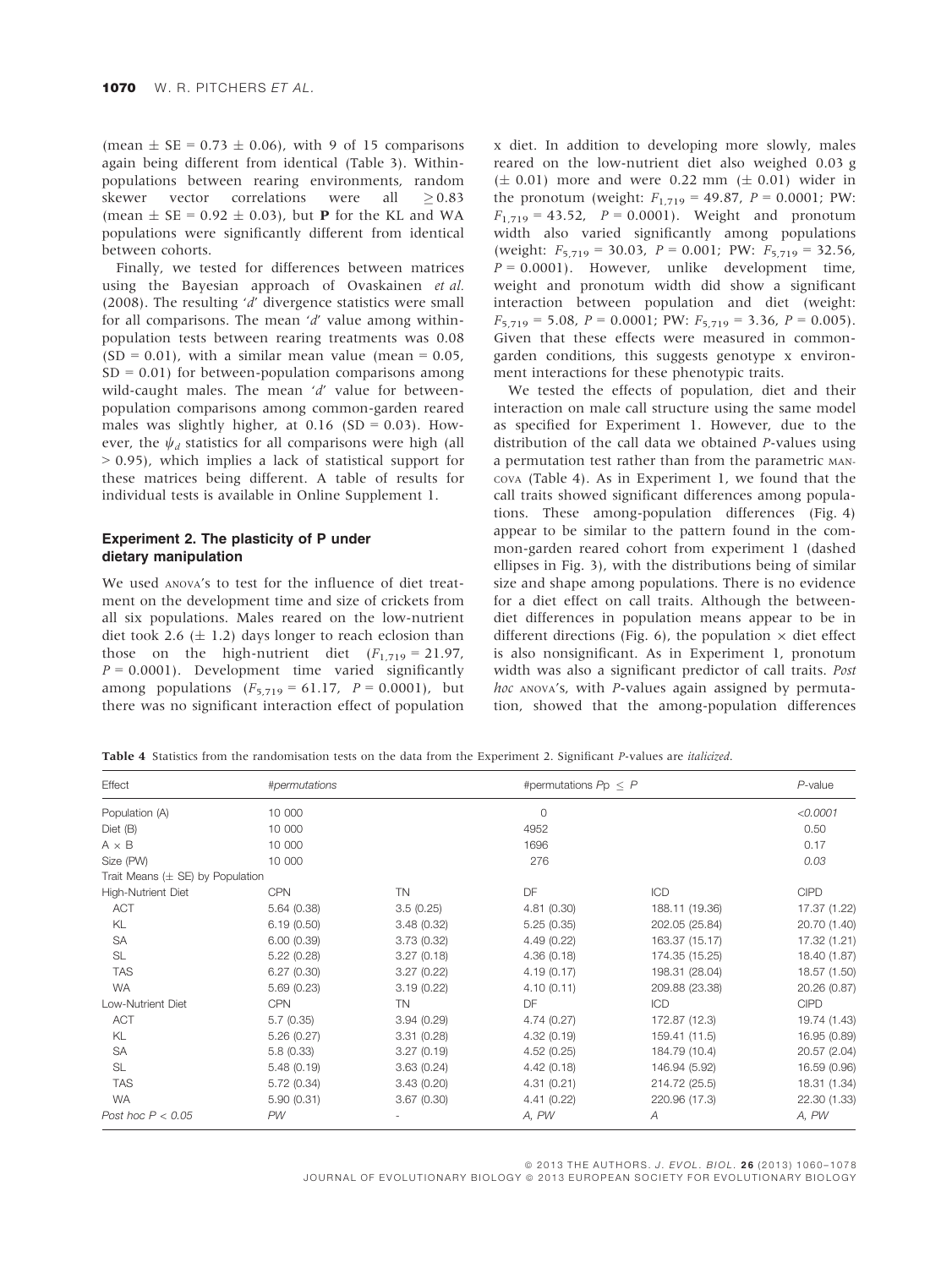(mean ± SE = 0.73 ± 0.06), with 9 of 15 comparisons again being different from identical (Table 3). Within-populations between rearing environments, random skewer vector correlations were all ≥ 0.83 (mean ± SE = 0.92 ± 0.03), but **P** for the KL and WA populations were significantly different from identical between cohorts.

Finally, we tested for differences between matrices using the Bayesian approach of Ovaskainen *et al.* (2008). The resulting '*d*' divergence statistics were small for all comparisons. The mean '*d*' value among within-population tests between rearing treatments was 0.08 (SD = 0.01), with a similar mean value (mean = 0.05, SD = 0.01) for between-population comparisons among wild-caught males. The mean '*d*' value for between-population comparisons among common-garden reared males was slightly higher, at 0.16 (SD = 0.03). However, the $\psi_d$ statistics for all comparisons were high (all > 0.95), which implies a lack of statistical support for these matrices being different. A table of results for individual tests is available in Online Supplement 1.

### Experiment 2. The plasticity of P under dietary manipulation

We used ANOVA's to test for the influence of diet treatment on the development time and size of crickets from all six populations. Males reared on the low-nutrient diet took 2.6 (± 1.2) days longer to reach eclosion than those on the high-nutrient diet ($F_{1,719} = 21.97$, $P = 0.0001$). Development time varied significantly among populations ($F_{5,719} = 61.17$, $P = 0.0001$), but there was no significant interaction effect of population x diet. In addition to developing more slowly, males reared on the low-nutrient diet also weighed 0.03 g (± 0.01) more and were 0.22 mm (± 0.01) wider in the pronotum (weight: $F_{1,719} = 49.87$, $P = 0.0001$; PW: $F_{1,719} = 43.52$, $P = 0.0001$). Weight and pronotum width also varied significantly among populations (weight: $F_{5,719} = 30.03$, $P = 0.001$; PW: $F_{5,719} = 32.56$, $P = 0.0001$). However, unlike development time, weight and pronotum width did show a significant interaction between population and diet (weight: $F_{5,719} = 5.08$, $P = 0.0001$; PW: $F_{5,719} = 3.36$, $P = 0.005$). Given that these effects were measured in common-garden conditions, this suggests genotype x environment interactions for these phenotypic traits.

We tested the effects of population, diet and their interaction on male call structure using the same model as specified for Experiment 1. However, due to the distribution of the call data we obtained *P*-values using a permutation test rather than from the parametric MANCOVA (Table 4). As in Experiment 1, we found that the call traits showed significant differences among populations. These among-population differences (Fig. 4) appear to be similar to the pattern found in the common-garden reared cohort from experiment 1 (dashed ellipses in Fig. 3), with the distributions being of similar size and shape among populations. There is no evidence for a diet effect on call traits. Although the between-diet differences in population means appear to be in different directions (Fig. 6), the population × diet effect is also nonsignificant. As in Experiment 1, pronotum width was also a significant predictor of call traits. *Post hoc* ANOVA's, with *P*-values again assigned by permutation, showed that the among-population differences

**Table 4** Statistics from the randomisation tests on the data from the Experiment 2. Significant *P*-values are *italicized*.

| Effect | #permutations | | #permutations $Pp \leq P$ | | *P*-value |
|---|---|---|---|---|---|
| Population (A) | 10 000 | | 0 | | *<0.0001* |
| Diet (B) | 10 000 | | 4952 | | 0.50 |
| A × B | 10 000 | | 1696 | | 0.17 |
| Size (PW) | 10 000 | | 276 | | *0.03* |
| Trait Means (± SE) by Population | | | | | |
| High-Nutrient Diet | CPN | TN | DF | ICD | CIPD |
| ACT | 5.64 (0.38) | 3.5 (0.25) | 4.81 (0.30) | 188.11 (19.36) | 17.37 (1.22) |
| KL | 6.19 (0.50) | 3.48 (0.32) | 5.25 (0.35) | 202.05 (25.84) | 20.70 (1.40) |
| SA | 6.00 (0.39) | 3.73 (0.32) | 4.49 (0.22) | 163.37 (15.17) | 17.32 (1.21) |
| SL | 5.22 (0.28) | 3.27 (0.18) | 4.36 (0.18) | 174.35 (15.25) | 18.40 (1.87) |
| TAS | 6.27 (0.30) | 3.27 (0.22) | 4.19 (0.17) | 198.31 (28.04) | 18.57 (1.50) |
| WA | 5.69 (0.23) | 3.19 (0.22) | 4.10 (0.11) | 209.88 (23.38) | 20.26 (0.87) |
| Low-Nutrient Diet | CPN | TN | DF | ICD | CIPD |
| ACT | 5.7 (0.35) | 3.94 (0.29) | 4.74 (0.27) | 172.87 (12.3) | 19.74 (1.43) |
| KL | 5.26 (0.27) | 3.31 (0.28) | 4.32 (0.19) | 159.41 (11.5) | 16.95 (0.89) |
| SA | 5.8 (0.33) | 3.27 (0.19) | 4.52 (0.25) | 184.79 (10.4) | 20.57 (2.04) |
| SL | 5.48 (0.19) | 3.63 (0.24) | 4.42 (0.18) | 146.94 (5.92) | 16.59 (0.96) |
| TAS | 5.72 (0.34) | 3.43 (0.20) | 4.31 (0.21) | 214.72 (25.5) | 18.31 (1.34) |
| WA | 5.90 (0.31) | 3.67 (0.30) | 4.41 (0.22) | 220.96 (17.3) | 22.30 (1.33) |
| *Post hoc P < 0.05* | *PW* | - | *A, PW* | *A* | *A, PW* |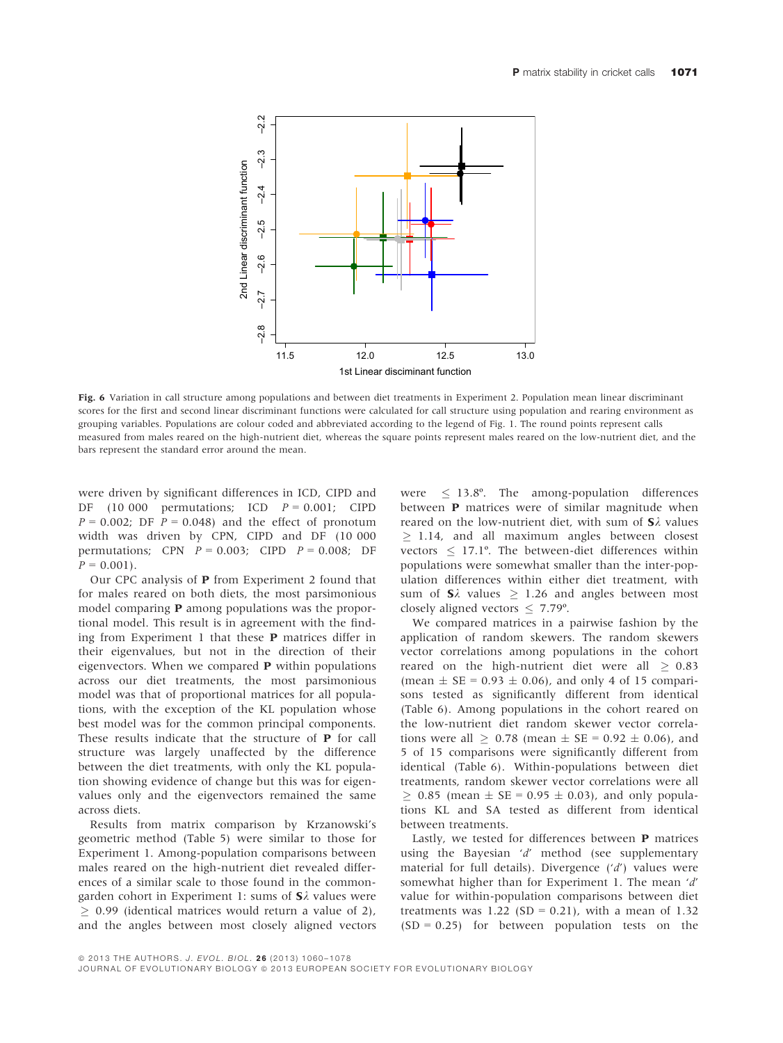Fig. 6 Variation in call structure among populations and between diet treatments in Experiment 2. Population mean linear discriminant scores for the first and second linear discriminant functions were calculated for call structure using population and rearing environment as grouping variables. Populations are colour coded and abbreviated according to the legend of Fig. 1. The round points represent calls measured from males reared on the high-nutrient diet, whereas the square points represent males reared on the low-nutrient diet, and the bars represent the standard error around the mean.

were driven by significant differences in ICD, CIPD and DF (10 000 permutations; ICD $P = 0.001$; CIPD $P = 0.002$; DF $P = 0.048$) and the effect of pronotum width was driven by CPN, CIPD and DF (10 000 permutations; CPN $P = 0.003$; CIPD $P = 0.008$; DF $P = 0.001$).

Our CPC analysis of **P** from Experiment 2 found that for males reared on both diets, the most parsimonious model comparing **P** among populations was the proportional model. This result is in agreement with the finding from Experiment 1 that these **P** matrices differ in their eigenvalues, but not in the direction of their eigenvectors. When we compared **P** within populations across our diet treatments, the most parsimonious model was that of proportional matrices for all populations, with the exception of the KL population whose best model was for the common principal components. These results indicate that the structure of **P** for call structure was largely unaffected by the difference between the diet treatments, with only the KL population showing evidence of change but this was for eigenvalues only and the eigenvectors remained the same across diets.

Results from matrix comparison by Krzanowski's geometric method (Table 5) were similar to those for Experiment 1. Among-population comparisons between males reared on the high-nutrient diet revealed differences of a similar scale to those found in the common-garden cohort in Experiment 1: sums of $\mathbf{S}\lambda$ values were $\geq 0.99$ (identical matrices would return a value of 2), and the angles between most closely aligned vectors were $\leq 13.8°$. The among-population differences between **P** matrices were of similar magnitude when reared on the low-nutrient diet, with sum of $\mathbf{S}\lambda$ values $\geq 1.14$, and all maximum angles between closest vectors $\leq 17.1°$. The between-diet differences within populations were somewhat smaller than the inter-population differences within either diet treatment, with sum of $\mathbf{S}\lambda$ values $\geq 1.26$ and angles between most closely aligned vectors $\leq 7.79°$.

We compared matrices in a pairwise fashion by the application of random skewers. The random skewers vector correlations among populations in the cohort reared on the high-nutrient diet were all $\geq 0.83$ (mean $\pm$ SE = $0.93 \pm 0.06$), and only 4 of 15 comparisons tested as significantly different from identical (Table 6). Among populations in the cohort reared on the low-nutrient diet random skewer vector correlations were all $\geq 0.78$ (mean $\pm$ SE = $0.92 \pm 0.06$), and 5 of 15 comparisons were significantly different from identical (Table 6). Within-populations between diet treatments, random skewer vector correlations were all $\geq 0.85$ (mean $\pm$ SE = $0.95 \pm 0.03$), and only populations KL and SA tested as different from identical between treatments.

Lastly, we tested for differences between **P** matrices using the Bayesian '*d*' method (see supplementary material for full details). Divergence ('*d*') values were somewhat higher than for Experiment 1. The mean '*d*' value for within-population comparisons between diet treatments was 1.22 (SD = 0.21), with a mean of 1.32 (SD = 0.25) for between population tests on the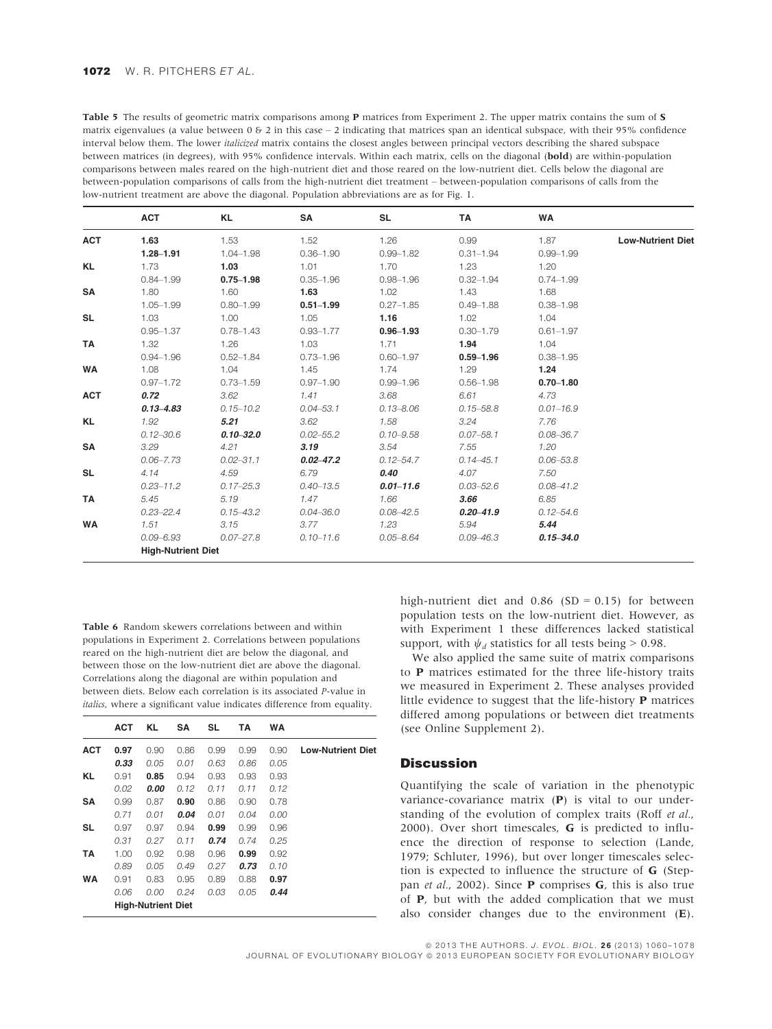**Table 5** The results of geometric matrix comparisons among **P** matrices from Experiment 2. The upper matrix contains the sum of **S** matrix eigenvalues (a value between 0 & 2 in this case – 2 indicating that matrices span an identical subspace, with their 95% confidence interval below them. The lower *italicized* matrix contains the closest angles between principal vectors describing the shared subspace between matrices (in degrees), with 95% confidence intervals. Within each matrix, cells on the diagonal (**bold**) are within-population comparisons between males reared on the high-nutrient diet and those reared on the low-nutrient diet. Cells below the diagonal are between-population comparisons of calls from the high-nutrient diet treatment – between-population comparisons of calls from the low-nutrient treatment are above the diagonal. Population abbreviations are as for Fig. 1.

| | ACT | KL | SA | SL | TA | WA | |
|---|---|---|---|---|---|---|---|
| **ACT** | **1.63** | 1.53 | 1.52 | 1.26 | 0.99 | 1.87 | **Low-Nutrient Diet** |
| | **1.28–1.91** | 1.04–1.98 | 0.36–1.90 | 0.99–1.82 | 0.31–1.94 | 0.99–1.99 | |
| **KL** | 1.73 | **1.03** | 1.01 | 1.70 | 1.23 | 1.20 | |
| | 0.84–1.99 | **0.75–1.98** | 0.35–1.96 | 0.98–1.96 | 0.32–1.94 | 0.74–1.99 | |
| **SA** | 1.80 | 1.60 | **1.63** | 1.02 | 1.43 | 1.68 | |
| | 1.05–1.99 | 0.80–1.99 | **0.51–1.99** | 0.27–1.85 | 0.49–1.88 | 0.38–1.98 | |
| **SL** | 1.03 | 1.00 | 1.05 | **1.16** | 1.02 | 1.04 | |
| | 0.95–1.37 | 0.78–1.43 | 0.93–1.77 | **0.96–1.93** | 0.30–1.79 | 0.61–1.97 | |
| **TA** | 1.32 | 1.26 | 1.03 | 1.71 | **1.94** | 1.04 | |
| | 0.94–1.96 | 0.52–1.84 | 0.73–1.96 | 0.60–1.97 | **0.59–1.96** | 0.38–1.95 | |
| **WA** | 1.08 | 1.04 | 1.45 | 1.74 | 1.29 | **1.24** | |
| | 0.97–1.72 | 0.73–1.59 | 0.97–1.90 | 0.99–1.96 | 0.56–1.98 | **0.70–1.80** | |
| **ACT** | ***0.72*** | *3.62* | *1.41* | *3.68* | *6.61* | *4.73* | |
| | ***0.13–4.83*** | *0.15–10.2* | *0.04–53.1* | *0.13–8.06* | *0.15–58.8* | *0.01–16.9* | |
| **KL** | *1.92* | ***5.21*** | *3.62* | *1.58* | *3.24* | *7.76* | |
| | *0.12–30.6* | ***0.10–32.0*** | *0.02–55.2* | *0.10–9.58* | *0.07–58.1* | *0.08–36.7* | |
| **SA** | *3.29* | *4.21* | ***3.19*** | *3.54* | *7.55* | *1.20* | |
| | *0.06–7.73* | *0.02–31.1* | ***0.02–47.2*** | *0.12–54.7* | *0.14–45.1* | *0.06–53.8* | |
| **SL** | *4.14* | *4.59* | *6.79* | ***0.40*** | *4.07* | *7.50* | |
| | *0.23–11.2* | *0.17–25.3* | *0.40–13.5* | ***0.01–11.6*** | *0.03–52.6* | *0.08–41.2* | |
| **TA** | *5.45* | *5.19* | *1.47* | *1.66* | ***3.66*** | *6.85* | |
| | *0.23–22.4* | *0.15–43.2* | *0.04–36.0* | *0.08–42.5* | ***0.20–41.9*** | *0.12–54.6* | |
| **WA** | *1.51* | *3.15* | *3.77* | *1.23* | *5.94* | ***5.44*** | |
| | *0.09–6.93* | *0.07–27.8* | *0.10–11.6* | *0.05–8.64* | *0.09–46.3* | ***0.15–34.0*** | |
| | **High-Nutrient Diet** | | | | | | |

**Table 6** Random skewers correlations between and within populations in Experiment 2. Correlations between populations reared on the high-nutrient diet are below the diagonal, and between those on the low-nutrient diet are above the diagonal. Correlations along the diagonal are within population and between diets. Below each correlation is its associated *P*-value in *italics*, where a significant value indicates difference from equality.

| | ACT | KL | SA | SL | TA | WA | |
|---|---|---|---|---|---|---|---|
| **ACT** | **0.97** | 0.90 | 0.86 | 0.99 | 0.99 | 0.90 | **Low-Nutrient Diet** |
| | ***0.33*** | *0.05* | *0.01* | *0.63* | *0.86* | *0.05* | |
| **KL** | 0.91 | **0.85** | 0.94 | 0.93 | 0.93 | 0.93 | |
| | *0.02* | ***0.00*** | *0.12* | *0.11* | *0.11* | *0.12* | |
| **SA** | 0.99 | 0.87 | **0.90** | 0.86 | 0.90 | 0.78 | |
| | *0.71* | *0.01* | ***0.04*** | *0.01* | *0.04* | *0.00* | |
| **SL** | 0.97 | 0.97 | 0.94 | **0.99** | 0.99 | 0.96 | |
| | *0.31* | *0.27* | *0.11* | ***0.74*** | *0.74* | *0.25* | |
| **TA** | 1.00 | 0.92 | 0.98 | 0.96 | **0.99** | 0.92 | |
| | *0.89* | *0.05* | *0.49* | *0.27* | ***0.73*** | *0.10* | |
| **WA** | 0.91 | 0.83 | 0.95 | 0.89 | 0.88 | **0.97** | |
| | *0.06* | *0.00* | *0.24* | *0.03* | *0.05* | ***0.44*** | |
| | **High-Nutrient Diet** | | | | | | |

high-nutrient diet and 0.86 (SD = 0.15) for between population tests on the low-nutrient diet. However, as with Experiment 1 these differences lacked statistical support, with $\psi_d$ statistics for all tests being > 0.98.

We also applied the same suite of matrix comparisons to **P** matrices estimated for the three life-history traits we measured in Experiment 2. These analyses provided little evidence to suggest that the life-history **P** matrices differed among populations or between diet treatments (see Online Supplement 2).

## Discussion

Quantifying the scale of variation in the phenotypic variance-covariance matrix (**P**) is vital to our understanding of the evolution of complex traits (Roff *et al.*, 2000). Over short timescales, **G** is predicted to influence the direction of response to selection (Lande, 1979; Schluter, 1996), but over longer timescales selection is expected to influence the structure of **G** (Steppan *et al.*, 2002). Since **P** comprises **G**, this is also true of **P**, but with the added complication that we must also consider changes due to the environment (**E**).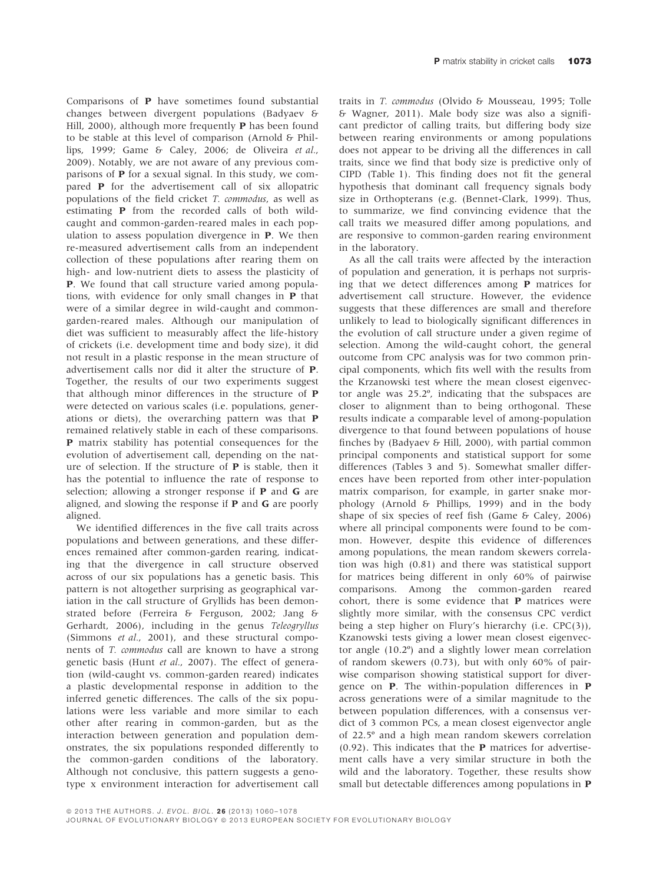Comparisons of **P** have sometimes found substantial changes between divergent populations (Badyaev & Hill, 2000), although more frequently **P** has been found to be stable at this level of comparison (Arnold & Phillips, 1999; Game & Caley, 2006; de Oliveira *et al.*, 2009). Notably, we are not aware of any previous comparisons of **P** for a sexual signal. In this study, we compared **P** for the advertisement call of six allopatric populations of the field cricket *T. commodus*, as well as estimating **P** from the recorded calls of both wild-caught and common-garden-reared males in each population to assess population divergence in **P**. We then re-measured advertisement calls from an independent collection of these populations after rearing them on high- and low-nutrient diets to assess the plasticity of **P**. We found that call structure varied among populations, with evidence for only small changes in **P** that were of a similar degree in wild-caught and common-garden-reared males. Although our manipulation of diet was sufficient to measurably affect the life-history of crickets (i.e. development time and body size), it did not result in a plastic response in the mean structure of advertisement calls nor did it alter the structure of **P**. Together, the results of our two experiments suggest that although minor differences in the structure of **P** were detected on various scales (i.e. populations, generations or diets), the overarching pattern was that **P** remained relatively stable in each of these comparisons. **P** matrix stability has potential consequences for the evolution of advertisement call, depending on the nature of selection. If the structure of **P** is stable, then it has the potential to influence the rate of response to selection; allowing a stronger response if **P** and **G** are aligned, and slowing the response if **P** and **G** are poorly aligned.

We identified differences in the five call traits across populations and between generations, and these differences remained after common-garden rearing, indicating that the divergence in call structure observed across of our six populations has a genetic basis. This pattern is not altogether surprising as geographical variation in the call structure of Gryllids has been demonstrated before (Ferreira & Ferguson, 2002; Jang & Gerhardt, 2006), including in the genus *Teleogryllus* (Simmons *et al.*, 2001), and these structural components of *T. commodus* call are known to have a strong genetic basis (Hunt *et al.*, 2007). The effect of generation (wild-caught vs. common-garden reared) indicates a plastic developmental response in addition to the inferred genetic differences. The calls of the six populations were less variable and more similar to each other after rearing in common-garden, but as the interaction between generation and population demonstrates, the six populations responded differently to the common-garden conditions of the laboratory. Although not conclusive, this pattern suggests a genotype x environment interaction for advertisement call traits in *T. commodus* (Olvido & Mousseau, 1995; Tolle & Wagner, 2011). Male body size was also a significant predictor of calling traits, but differing body size between rearing environments or among populations does not appear to be driving all the differences in call traits, since we find that body size is predictive only of CIPD (Table 1). This finding does not fit the general hypothesis that dominant call frequency signals body size in Orthopterans (e.g. (Bennet-Clark, 1999). Thus, to summarize, we find convincing evidence that the call traits we measured differ among populations, and are responsive to common-garden rearing environment in the laboratory.

As all the call traits were affected by the interaction of population and generation, it is perhaps not surprising that we detect differences among **P** matrices for advertisement call structure. However, the evidence suggests that these differences are small and therefore unlikely to lead to biologically significant differences in the evolution of call structure under a given regime of selection. Among the wild-caught cohort, the general outcome from CPC analysis was for two common principal components, which fits well with the results from the Krzanowski test where the mean closest eigenvector angle was 25.2º, indicating that the subspaces are closer to alignment than to being orthogonal. These results indicate a comparable level of among-population divergence to that found between populations of house finches by (Badyaev & Hill, 2000), with partial common principal components and statistical support for some differences (Tables 3 and 5). Somewhat smaller differences have been reported from other inter-population matrix comparison, for example, in garter snake morphology (Arnold & Phillips, 1999) and in the body shape of six species of reef fish (Game & Caley, 2006) where all principal components were found to be common. However, despite this evidence of differences among populations, the mean random skewers correlation was high (0.81) and there was statistical support for matrices being different in only 60% of pairwise comparisons. Among the common-garden reared cohort, there is some evidence that **P** matrices were slightly more similar, with the consensus CPC verdict being a step higher on Flury's hierarchy (i.e. CPC(3)), Kzanowski tests giving a lower mean closest eigenvector angle (10.2º) and a slightly lower mean correlation of random skewers (0.73), but with only 60% of pairwise comparison showing statistical support for divergence on **P**. The within-population differences in **P** across generations were of a similar magnitude to the between population differences, with a consensus verdict of 3 common PCs, a mean closest eigenvector angle of 22.5º and a high mean random skewers correlation (0.92). This indicates that the **P** matrices for advertisement calls have a very similar structure in both the wild and the laboratory. Together, these results show small but detectable differences among populations in **P**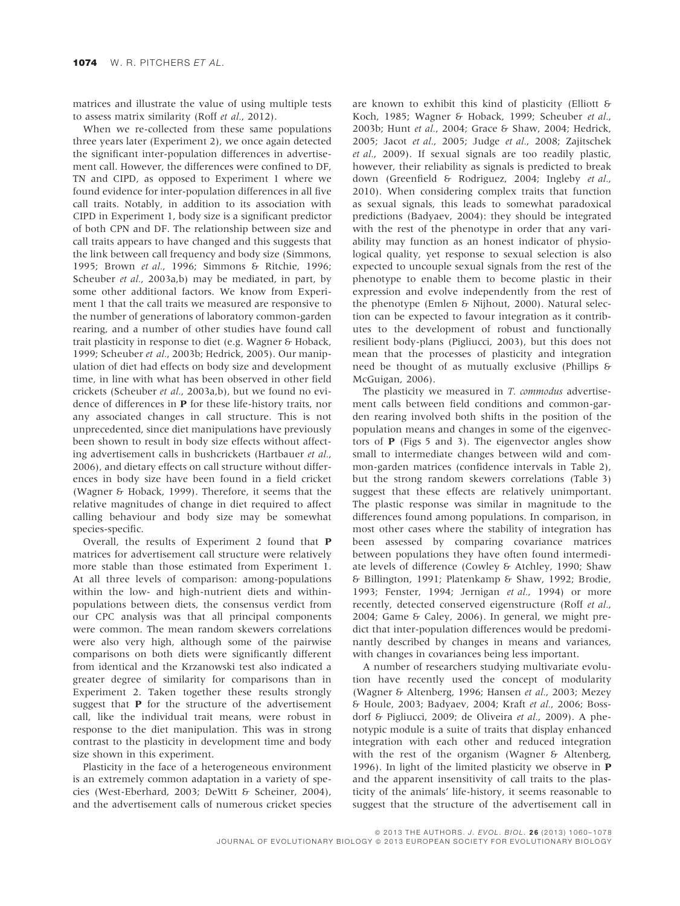matrices and illustrate the value of using multiple tests to assess matrix similarity (Roff *et al.*, 2012).

When we re-collected from these same populations three years later (Experiment 2), we once again detected the significant inter-population differences in advertisement call. However, the differences were confined to DF, TN and CIPD, as opposed to Experiment 1 where we found evidence for inter-population differences in all five call traits. Notably, in addition to its association with CIPD in Experiment 1, body size is a significant predictor of both CPN and DF. The relationship between size and call traits appears to have changed and this suggests that the link between call frequency and body size (Simmons, 1995; Brown *et al.*, 1996; Simmons & Ritchie, 1996; Scheuber *et al.*, 2003a,b) may be mediated, in part, by some other additional factors. We know from Experiment 1 that the call traits we measured are responsive to the number of generations of laboratory common-garden rearing, and a number of other studies have found call trait plasticity in response to diet (e.g. Wagner & Hoback, 1999; Scheuber *et al.*, 2003b; Hedrick, 2005). Our manipulation of diet had effects on body size and development time, in line with what has been observed in other field crickets (Scheuber *et al.*, 2003a,b), but we found no evidence of differences in **P** for these life-history traits, nor any associated changes in call structure. This is not unprecedented, since diet manipulations have previously been shown to result in body size effects without affecting advertisement calls in bushcrickets (Hartbauer *et al.*, 2006), and dietary effects on call structure without differences in body size have been found in a field cricket (Wagner & Hoback, 1999). Therefore, it seems that the relative magnitudes of change in diet required to affect calling behaviour and body size may be somewhat species-specific.

Overall, the results of Experiment 2 found that **P** matrices for advertisement call structure were relatively more stable than those estimated from Experiment 1. At all three levels of comparison: among-populations within the low- and high-nutrient diets and within-populations between diets, the consensus verdict from our CPC analysis was that all principal components were common. The mean random skewers correlations were also very high, although some of the pairwise comparisons on both diets were significantly different from identical and the Krzanowski test also indicated a greater degree of similarity for comparisons than in Experiment 2. Taken together these results strongly suggest that **P** for the structure of the advertisement call, like the individual trait means, were robust in response to the diet manipulation. This was in strong contrast to the plasticity in development time and body size shown in this experiment.

Plasticity in the face of a heterogeneous environment is an extremely common adaptation in a variety of species (West-Eberhard, 2003; DeWitt & Scheiner, 2004), and the advertisement calls of numerous cricket species are known to exhibit this kind of plasticity (Elliott & Koch, 1985; Wagner & Hoback, 1999; Scheuber *et al.*, 2003b; Hunt *et al.*, 2004; Grace & Shaw, 2004; Hedrick, 2005; Jacot *et al.*, 2005; Judge *et al.*, 2008; Zajitschek *et al.*, 2009). If sexual signals are too readily plastic, however, their reliability as signals is predicted to break down (Greenfield & Rodriguez, 2004; Ingleby *et al.*, 2010). When considering complex traits that function as sexual signals, this leads to somewhat paradoxical predictions (Badyaev, 2004): they should be integrated with the rest of the phenotype in order that any variability may function as an honest indicator of physiological quality, yet response to sexual selection is also expected to uncouple sexual signals from the rest of the phenotype to enable them to become plastic in their expression and evolve independently from the rest of the phenotype (Emlen & Nijhout, 2000). Natural selection can be expected to favour integration as it contributes to the development of robust and functionally resilient body-plans (Pigliucci, 2003), but this does not mean that the processes of plasticity and integration need be thought of as mutually exclusive (Phillips & McGuigan, 2006).

The plasticity we measured in *T. commodus* advertisement calls between field conditions and common-garden rearing involved both shifts in the position of the population means and changes in some of the eigenvectors of **P** (Figs 5 and 3). The eigenvector angles show small to intermediate changes between wild and common-garden matrices (confidence intervals in Table 2), but the strong random skewers correlations (Table 3) suggest that these effects are relatively unimportant. The plastic response was similar in magnitude to the differences found among populations. In comparison, in most other cases where the stability of integration has been assessed by comparing covariance matrices between populations they have often found intermediate levels of difference (Cowley & Atchley, 1990; Shaw & Billington, 1991; Platenkamp & Shaw, 1992; Brodie, 1993; Fenster, 1994; Jernigan *et al.*, 1994) or more recently, detected conserved eigenstructure (Roff *et al.*, 2004; Game & Caley, 2006). In general, we might predict that inter-population differences would be predominantly described by changes in means and variances, with changes in covariances being less important.

A number of researchers studying multivariate evolution have recently used the concept of modularity (Wagner & Altenberg, 1996; Hansen *et al.*, 2003; Mezey & Houle, 2003; Badyaev, 2004; Kraft *et al.*, 2006; Bossdorf & Pigliucci, 2009; de Oliveira *et al.*, 2009). A phenotypic module is a suite of traits that display enhanced integration with each other and reduced integration with the rest of the organism (Wagner & Altenberg, 1996). In light of the limited plasticity we observe in **P** and the apparent insensitivity of call traits to the plasticity of the animals' life-history, it seems reasonable to suggest that the structure of the advertisement call in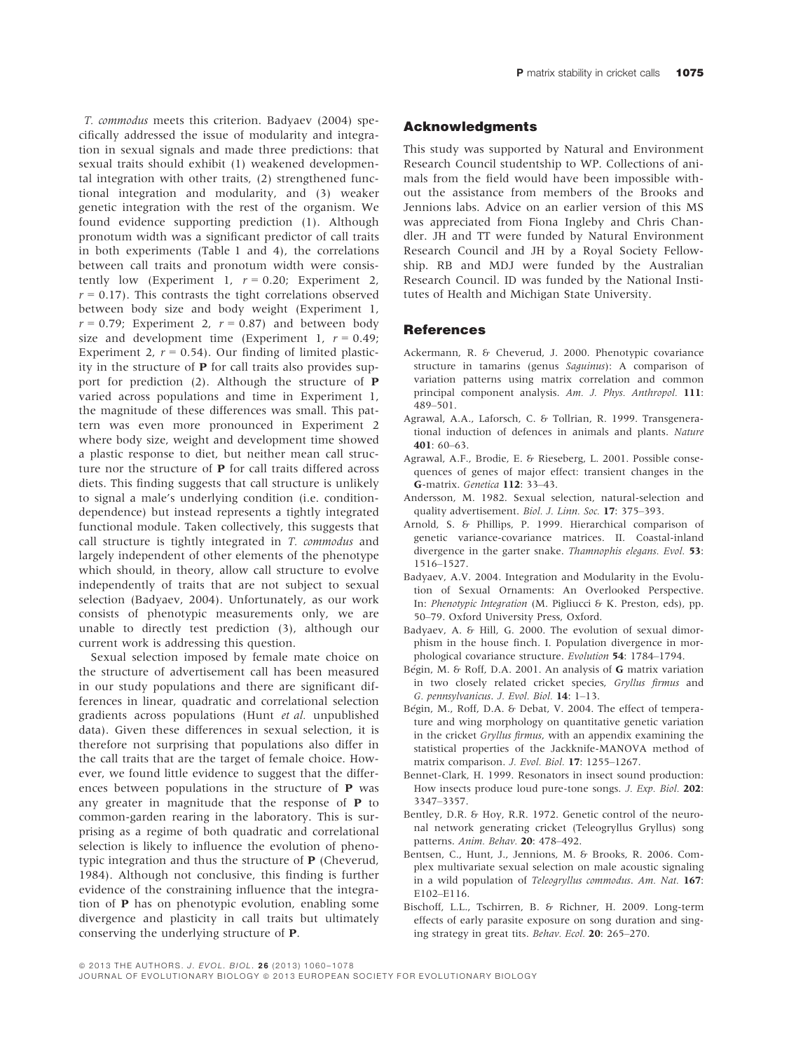*T. commodus* meets this criterion. Badyaev (2004) specifically addressed the issue of modularity and integration in sexual signals and made three predictions: that sexual traits should exhibit (1) weakened developmental integration with other traits, (2) strengthened functional integration and modularity, and (3) weaker genetic integration with the rest of the organism. We found evidence supporting prediction (1). Although pronotum width was a significant predictor of call traits in both experiments (Table 1 and 4), the correlations between call traits and pronotum width were consistently low (Experiment 1, $r = 0.20$; Experiment 2, $r = 0.17$). This contrasts the tight correlations observed between body size and body weight (Experiment 1, $r = 0.79$; Experiment 2, $r = 0.87$) and between body size and development time (Experiment 1, $r = 0.49$; Experiment 2, $r = 0.54$). Our finding of limited plasticity in the structure of **P** for call traits also provides support for prediction (2). Although the structure of **P** varied across populations and time in Experiment 1, the magnitude of these differences was small. This pattern was even more pronounced in Experiment 2 where body size, weight and development time showed a plastic response to diet, but neither mean call structure nor the structure of **P** for call traits differed across diets. This finding suggests that call structure is unlikely to signal a male's underlying condition (i.e. condition-dependence) but instead represents a tightly integrated functional module. Taken collectively, this suggests that call structure is tightly integrated in *T. commodus* and largely independent of other elements of the phenotype which should, in theory, allow call structure to evolve independently of traits that are not subject to sexual selection (Badyaev, 2004). Unfortunately, as our work consists of phenotypic measurements only, we are unable to directly test prediction (3), although our current work is addressing this question.

Sexual selection imposed by female mate choice on the structure of advertisement call has been measured in our study populations and there are significant differences in linear, quadratic and correlational selection gradients across populations (Hunt *et al.* unpublished data). Given these differences in sexual selection, it is therefore not surprising that populations also differ in the call traits that are the target of female choice. However, we found little evidence to suggest that the differences between populations in the structure of **P** was any greater in magnitude that the response of **P** to common-garden rearing in the laboratory. This is surprising as a regime of both quadratic and correlational selection is likely to influence the evolution of phenotypic integration and thus the structure of **P** (Cheverud, 1984). Although not conclusive, this finding is further evidence of the constraining influence that the integration of **P** has on phenotypic evolution, enabling some divergence and plasticity in call traits but ultimately conserving the underlying structure of **P**.

## Acknowledgments

This study was supported by Natural and Environment Research Council studentship to WP. Collections of animals from the field would have been impossible without the assistance from members of the Brooks and Jennions labs. Advice on an earlier version of this MS was appreciated from Fiona Ingleby and Chris Chandler. JH and TT were funded by Natural Environment Research Council and JH by a Royal Society Fellowship. RB and MDJ were funded by the Australian Research Council. ID was funded by the National Institutes of Health and Michigan State University.

## References

Ackermann, R. & Cheverud, J. 2000. Phenotypic covariance structure in tamarins (genus *Saguinus*): A comparison of variation patterns using matrix correlation and common principal component analysis. *Am. J. Phys. Anthropol.* **111**: 489–501.

Agrawal, A.A., Laforsch, C. & Tollrian, R. 1999. Transgenerational induction of defences in animals and plants. *Nature* **401**: 60–63.

Agrawal, A.F., Brodie, E. & Rieseberg, L. 2001. Possible consequences of genes of major effect: transient changes in the **G**-matrix. *Genetica* **112**: 33–43.

Andersson, M. 1982. Sexual selection, natural-selection and quality advertisement. *Biol. J. Linn. Soc.* **17**: 375–393.

Arnold, S. & Phillips, P. 1999. Hierarchical comparison of genetic variance-covariance matrices. II. Coastal-inland divergence in the garter snake. *Thamnophis elegans. Evol.* **53**: 1516–1527.

Badyaev, A.V. 2004. Integration and Modularity in the Evolution of Sexual Ornaments: An Overlooked Perspective. In: *Phenotypic Integration* (M. Pigliucci & K. Preston, eds), pp. 50–79. Oxford University Press, Oxford.

Badyaev, A. & Hill, G. 2000. The evolution of sexual dimorphism in the house finch. I. Population divergence in morphological covariance structure. *Evolution* **54**: 1784–1794.

Bégin, M. & Roff, D.A. 2001. An analysis of **G** matrix variation in two closely related cricket species, *Gryllus firmus* and *G. pennsylvanicus*. *J. Evol. Biol.* **14**: 1–13.

Bégin, M., Roff, D.A. & Debat, V. 2004. The effect of temperature and wing morphology on quantitative genetic variation in the cricket *Gryllus firmus*, with an appendix examining the statistical properties of the Jackknife-MANOVA method of matrix comparison. *J. Evol. Biol.* **17**: 1255–1267.

Bennet-Clark, H. 1999. Resonators in insect sound production: How insects produce loud pure-tone songs. *J. Exp. Biol.* **202**: 3347–3357.

Bentley, D.R. & Hoy, R.R. 1972. Genetic control of the neuronal network generating cricket (Teleogryllus Gryllus) song patterns. *Anim. Behav.* **20**: 478–492.

Bentsen, C., Hunt, J., Jennions, M. & Brooks, R. 2006. Complex multivariate sexual selection on male acoustic signaling in a wild population of *Teleogryllus commodus*. *Am. Nat.* **167**: E102–E116.

Bischoff, L.L., Tschirren, B. & Richner, H. 2009. Long-term effects of early parasite exposure on song duration and singing strategy in great tits. *Behav. Ecol.* **20**: 265–270.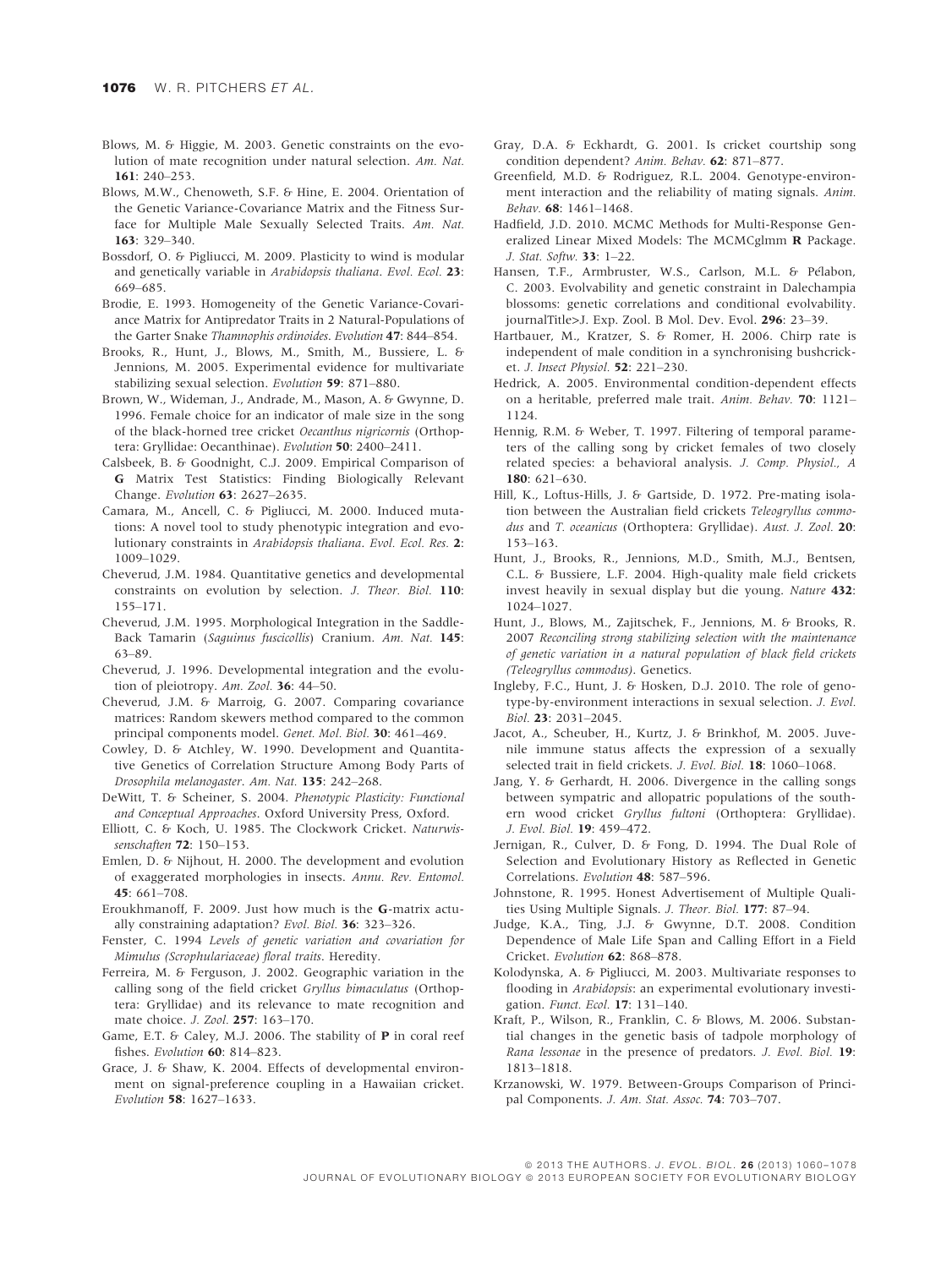Blows, M. & Higgie, M. 2003. Genetic constraints on the evolution of mate recognition under natural selection. *Am. Nat.* **161**: 240–253.

Blows, M.W., Chenoweth, S.F. & Hine, E. 2004. Orientation of the Genetic Variance-Covariance Matrix and the Fitness Surface for Multiple Male Sexually Selected Traits. *Am. Nat.* **163**: 329–340.

Bossdorf, O. & Pigliucci, M. 2009. Plasticity to wind is modular and genetically variable in *Arabidopsis thaliana*. *Evol. Ecol.* **23**: 669–685.

Brodie, E. 1993. Homogeneity of the Genetic Variance-Covariance Matrix for Antipredator Traits in 2 Natural-Populations of the Garter Snake *Thamnophis ordinoides*. *Evolution* **47**: 844–854.

Brooks, R., Hunt, J., Blows, M., Smith, M., Bussiere, L. & Jennions, M. 2005. Experimental evidence for multivariate stabilizing sexual selection. *Evolution* **59**: 871–880.

Brown, W., Wideman, J., Andrade, M., Mason, A. & Gwynne, D. 1996. Female choice for an indicator of male size in the song of the black-horned tree cricket *Oecanthus nigricornis* (Orthoptera: Gryllidae: Oecanthinae). *Evolution* **50**: 2400–2411.

Calsbeek, B. & Goodnight, C.J. 2009. Empirical Comparison of **G** Matrix Test Statistics: Finding Biologically Relevant Change. *Evolution* **63**: 2627–2635.

Camara, M., Ancell, C. & Pigliucci, M. 2000. Induced mutations: A novel tool to study phenotypic integration and evolutionary constraints in *Arabidopsis thaliana*. *Evol. Ecol. Res.* **2**: 1009–1029.

Cheverud, J.M. 1984. Quantitative genetics and developmental constraints on evolution by selection. *J. Theor. Biol.* **110**: 155–171.

Cheverud, J.M. 1995. Morphological Integration in the Saddle-Back Tamarin (*Saguinus fuscicollis*) Cranium. *Am. Nat.* **145**: 63–89.

Cheverud, J. 1996. Developmental integration and the evolution of pleiotropy. *Am. Zool.* **36**: 44–50.

Cheverud, J.M. & Marroig, G. 2007. Comparing covariance matrices: Random skewers method compared to the common principal components model. *Genet. Mol. Biol.* **30**: 461–469.

Cowley, D. & Atchley, W. 1990. Development and Quantitative Genetics of Correlation Structure Among Body Parts of *Drosophila melanogaster*. *Am. Nat.* **135**: 242–268.

DeWitt, T. & Scheiner, S. 2004. *Phenotypic Plasticity: Functional and Conceptual Approaches*. Oxford University Press, Oxford.

Elliott, C. & Koch, U. 1985. The Clockwork Cricket. *Naturwissenschaften* **72**: 150–153.

Emlen, D. & Nijhout, H. 2000. The development and evolution of exaggerated morphologies in insects. *Annu. Rev. Entomol.* **45**: 661–708.

Eroukhmanoff, F. 2009. Just how much is the **G**-matrix actually constraining adaptation? *Evol. Biol.* **36**: 323–326.

Fenster, C. 1994 *Levels of genetic variation and covariation for Mimulus (Scrophulariaceae) floral traits*. Heredity.

Ferreira, M. & Ferguson, J. 2002. Geographic variation in the calling song of the field cricket *Gryllus bimaculatus* (Orthoptera: Gryllidae) and its relevance to mate recognition and mate choice. *J. Zool.* **257**: 163–170.

Game, E.T. & Caley, M.J. 2006. The stability of **P** in coral reef fishes. *Evolution* **60**: 814–823.

Grace, J. & Shaw, K. 2004. Effects of developmental environment on signal-preference coupling in a Hawaiian cricket. *Evolution* **58**: 1627–1633.

Gray, D.A. & Eckhardt, G. 2001. Is cricket courtship song condition dependent? *Anim. Behav.* **62**: 871–877.

Greenfield, M.D. & Rodriguez, R.L. 2004. Genotype-environment interaction and the reliability of mating signals. *Anim. Behav.* **68**: 1461–1468.

Hadfield, J.D. 2010. MCMC Methods for Multi-Response Generalized Linear Mixed Models: The MCMCglmm **R** Package. *J. Stat. Softw.* **33**: 1–22.

Hansen, T.F., Armbruster, W.S., Carlson, M.L. & Pélabon, C. 2003. Evolvability and genetic constraint in Dalechampia blossoms: genetic correlations and conditional evolvability. journalTitle>J. Exp. Zool. B Mol. Dev. Evol. **296**: 23–39.

Hartbauer, M., Kratzer, S. & Romer, H. 2006. Chirp rate is independent of male condition in a synchronising bushcricket. *J. Insect Physiol.* **52**: 221–230.

Hedrick, A. 2005. Environmental condition-dependent effects on a heritable, preferred male trait. *Anim. Behav.* **70**: 1121–1124.

Hennig, R.M. & Weber, T. 1997. Filtering of temporal parameters of the calling song by cricket females of two closely related species: a behavioral analysis. *J. Comp. Physiol., A* **180**: 621–630.

Hill, K., Loftus-Hills, J. & Gartside, D. 1972. Pre-mating isolation between the Australian field crickets *Teleogryllus commodus* and *T. oceanicus* (Orthoptera: Gryllidae). *Aust. J. Zool.* **20**: 153–163.

Hunt, J., Brooks, R., Jennions, M.D., Smith, M.J., Bentsen, C.L. & Bussiere, L.F. 2004. High-quality male field crickets invest heavily in sexual display but die young. *Nature* **432**: 1024–1027.

Hunt, J., Blows, M., Zajitschek, F., Jennions, M. & Brooks, R. 2007 *Reconciling strong stabilizing selection with the maintenance of genetic variation in a natural population of black field crickets (Teleogryllus commodus)*. Genetics.

Ingleby, F.C., Hunt, J. & Hosken, D.J. 2010. The role of genotype-by-environment interactions in sexual selection. *J. Evol. Biol.* **23**: 2031–2045.

Jacot, A., Scheuber, H., Kurtz, J. & Brinkhof, M. 2005. Juvenile immune status affects the expression of a sexually selected trait in field crickets. *J. Evol. Biol.* **18**: 1060–1068.

Jang, Y. & Gerhardt, H. 2006. Divergence in the calling songs between sympatric and allopatric populations of the southern wood cricket *Gryllus fultoni* (Orthoptera: Gryllidae). *J. Evol. Biol.* **19**: 459–472.

Jernigan, R., Culver, D. & Fong, D. 1994. The Dual Role of Selection and Evolutionary History as Reflected in Genetic Correlations. *Evolution* **48**: 587–596.

Johnstone, R. 1995. Honest Advertisement of Multiple Qualities Using Multiple Signals. *J. Theor. Biol.* **177**: 87–94.

Judge, K.A., Ting, J.J. & Gwynne, D.T. 2008. Condition Dependence of Male Life Span and Calling Effort in a Field Cricket. *Evolution* **62**: 868–878.

Kolodynska, A. & Pigliucci, M. 2003. Multivariate responses to flooding in *Arabidopsis*: an experimental evolutionary investigation. *Funct. Ecol.* **17**: 131–140.

Kraft, P., Wilson, R., Franklin, C. & Blows, M. 2006. Substantial changes in the genetic basis of tadpole morphology of *Rana lessonae* in the presence of predators. *J. Evol. Biol.* **19**: 1813–1818.

Krzanowski, W. 1979. Between-Groups Comparison of Principal Components. *J. Am. Stat. Assoc.* **74**: 703–707.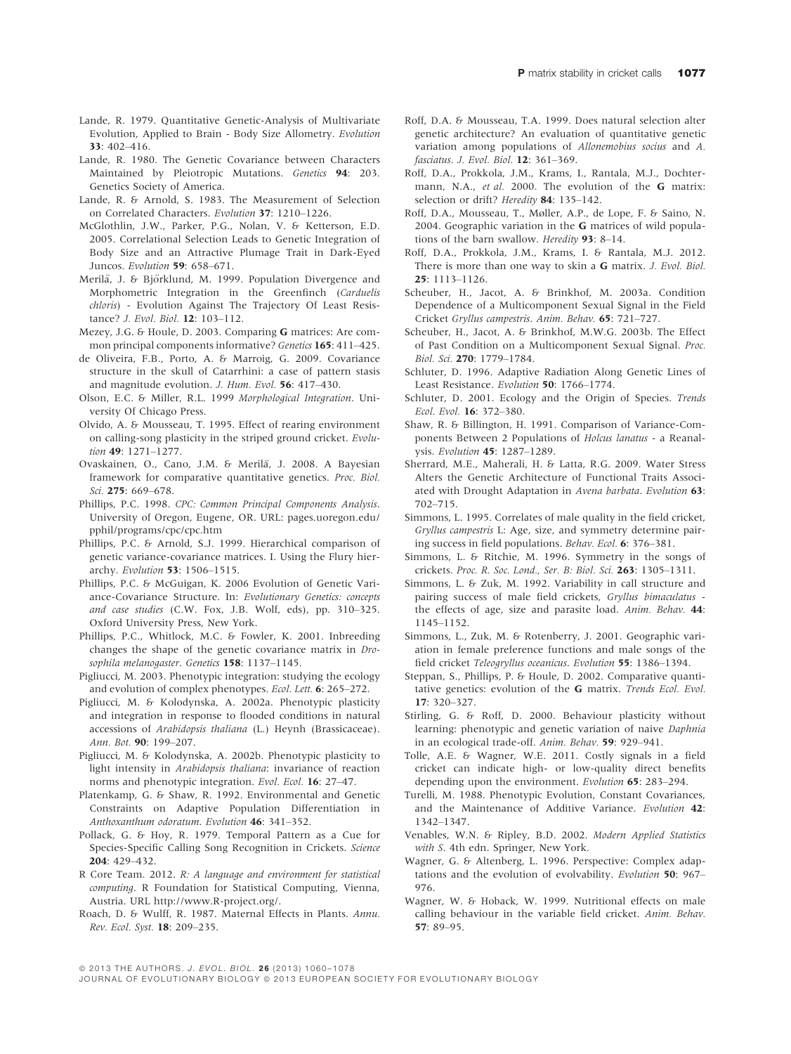Lande, R. 1979. Quantitative Genetic-Analysis of Multivariate Evolution, Applied to Brain - Body Size Allometry. *Evolution* **33**: 402–416.

Lande, R. 1980. The Genetic Covariance between Characters Maintained by Pleiotropic Mutations. *Genetics* **94**: 203. Genetics Society of America.

Lande, R. & Arnold, S. 1983. The Measurement of Selection on Correlated Characters. *Evolution* **37**: 1210–1226.

McGlothlin, J.W., Parker, P.G., Nolan, V. & Ketterson, E.D. 2005. Correlational Selection Leads to Genetic Integration of Body Size and an Attractive Plumage Trait in Dark-Eyed Juncos. *Evolution* **59**: 658–671.

Merilä, J. & Björklund, M. 1999. Population Divergence and Morphometric Integration in the Greenfinch (*Carduelis chloris*) - Evolution Against The Trajectory Of Least Resistance? *J. Evol. Biol.* **12**: 103–112.

Mezey, J.G. & Houle, D. 2003. Comparing **G** matrices: Are common principal components informative? *Genetics* **165**: 411–425.

de Oliveira, F.B., Porto, A. & Marroig, G. 2009. Covariance structure in the skull of Catarrhini: a case of pattern stasis and magnitude evolution. *J. Hum. Evol.* **56**: 417–430.

Olson, E.C. & Miller, R.L. 1999 *Morphological Integration*. University Of Chicago Press.

Olvido, A. & Mousseau, T. 1995. Effect of rearing environment on calling-song plasticity in the striped ground cricket. *Evolution* **49**: 1271–1277.

Ovaskainen, O., Cano, J.M. & Merilä, J. 2008. A Bayesian framework for comparative quantitative genetics. *Proc. Biol. Sci.* **275**: 669–678.

Phillips, P.C. 1998. *CPC: Common Principal Components Analysis*. University of Oregon, Eugene, OR. URL: pages.uoregon.edu/pphil/programs/cpc/cpc.htm

Phillips, P.C. & Arnold, S.J. 1999. Hierarchical comparison of genetic variance-covariance matrices. I. Using the Flury hierarchy. *Evolution* **53**: 1506–1515.

Phillips, P.C. & McGuigan, K. 2006 Evolution of Genetic Variance-Covariance Structure. In: *Evolutionary Genetics: concepts and case studies* (C.W. Fox, J.B. Wolf, eds), pp. 310–325. Oxford University Press, New York.

Phillips, P.C., Whitlock, M.C. & Fowler, K. 2001. Inbreeding changes the shape of the genetic covariance matrix in *Drosophila melanogaster*. *Genetics* **158**: 1137–1145.

Pigliucci, M. 2003. Phenotypic integration: studying the ecology and evolution of complex phenotypes. *Ecol. Lett.* **6**: 265–272.

Pigliucci, M. & Kolodynska, A. 2002a. Phenotypic plasticity and integration in response to flooded conditions in natural accessions of *Arabidopsis thaliana* (L.) Heynh (Brassicaceae). *Ann. Bot.* **90**: 199–207.

Pigliucci, M. & Kolodynska, A. 2002b. Phenotypic plasticity to light intensity in *Arabidopsis thaliana*: invariance of reaction norms and phenotypic integration. *Evol. Ecol.* **16**: 27–47.

Platenkamp, G. & Shaw, R. 1992. Environmental and Genetic Constraints on Adaptive Population Differentiation in *Anthoxanthum odoratum*. *Evolution* **46**: 341–352.

Pollack, G. & Hoy, R. 1979. Temporal Pattern as a Cue for Species-Specific Calling Song Recognition in Crickets. *Science* **204**: 429–432.

R Core Team. 2012. *R: A language and environment for statistical computing*. R Foundation for Statistical Computing, Vienna, Austria. URL http://www.R-project.org/.

Roach, D. & Wulff, R. 1987. Maternal Effects in Plants. *Annu. Rev. Ecol. Syst.* **18**: 209–235.

Roff, D.A. & Mousseau, T.A. 1999. Does natural selection alter genetic architecture? An evaluation of quantitative genetic variation among populations of *Allonemobius socius* and *A. fasciatus*. *J. Evol. Biol.* **12**: 361–369.

Roff, D.A., Prokkola, J.M., Krams, I., Rantala, M.J., Dochtermann, N.A., *et al.* 2000. The evolution of the **G** matrix: selection or drift? *Heredity* **84**: 135–142.

Roff, D.A., Mousseau, T., Møller, A.P., de Lope, F. & Saino, N. 2004. Geographic variation in the **G** matrices of wild populations of the barn swallow. *Heredity* **93**: 8–14.

Roff, D.A., Prokkola, J.M., Krams, I. & Rantala, M.J. 2012. There is more than one way to skin a **G** matrix. *J. Evol. Biol.* **25**: 1113–1126.

Scheuber, H., Jacot, A. & Brinkhof, M. 2003a. Condition Dependence of a Multicomponent Sexual Signal in the Field Cricket *Gryllus campestris*. *Anim. Behav.* **65**: 721–727.

Scheuber, H., Jacot, A. & Brinkhof, M.W.G. 2003b. The Effect of Past Condition on a Multicomponent Sexual Signal. *Proc. Biol. Sci.* **270**: 1779–1784.

Schluter, D. 1996. Adaptive Radiation Along Genetic Lines of Least Resistance. *Evolution* **50**: 1766–1774.

Schluter, D. 2001. Ecology and the Origin of Species. *Trends Ecol. Evol.* **16**: 372–380.

Shaw, R. & Billington, H. 1991. Comparison of Variance-Components Between 2 Populations of *Holcus lanatus* - a Reanalysis. *Evolution* **45**: 1287–1289.

Sherrard, M.E., Maherali, H. & Latta, R.G. 2009. Water Stress Alters the Genetic Architecture of Functional Traits Associated with Drought Adaptation in *Avena barbata*. *Evolution* **63**: 702–715.

Simmons, L. 1995. Correlates of male quality in the field cricket, *Gryllus campestris* L: Age, size, and symmetry determine pairing success in field populations. *Behav. Ecol.* **6**: 376–381.

Simmons, L. & Ritchie, M. 1996. Symmetry in the songs of crickets. *Proc. R. Soc. Lond., Ser. B: Biol. Sci.* **263**: 1305–1311.

Simmons, L. & Zuk, M. 1992. Variability in call structure and pairing success of male field crickets, *Gryllus bimaculatus* - the effects of age, size and parasite load. *Anim. Behav.* **44**: 1145–1152.

Simmons, L., Zuk, M. & Rotenberry, J. 2001. Geographic variation in female preference functions and male songs of the field cricket *Teleogryllus oceanicus*. *Evolution* **55**: 1386–1394.

Steppan, S., Phillips, P. & Houle, D. 2002. Comparative quantitative genetics: evolution of the **G** matrix. *Trends Ecol. Evol.* **17**: 320–327.

Stirling, G. & Roff, D. 2000. Behaviour plasticity without learning: phenotypic and genetic variation of naive *Daphnia* in an ecological trade-off. *Anim. Behav.* **59**: 929–941.

Tolle, A.E. & Wagner, W.E. 2011. Costly signals in a field cricket can indicate high- or low-quality direct benefits depending upon the environment. *Evolution* **65**: 283–294.

Turelli, M. 1988. Phenotypic Evolution, Constant Covariances, and the Maintenance of Additive Variance. *Evolution* **42**: 1342–1347.

Venables, W.N. & Ripley, B.D. 2002. *Modern Applied Statistics with S*. 4th edn. Springer, New York.

Wagner, G. & Altenberg, L. 1996. Perspective: Complex adaptations and the evolution of evolvability. *Evolution* **50**: 967–976.

Wagner, W. & Hoback, W. 1999. Nutritional effects on male calling behaviour in the variable field cricket. *Anim. Behav.* **57**: 89–95.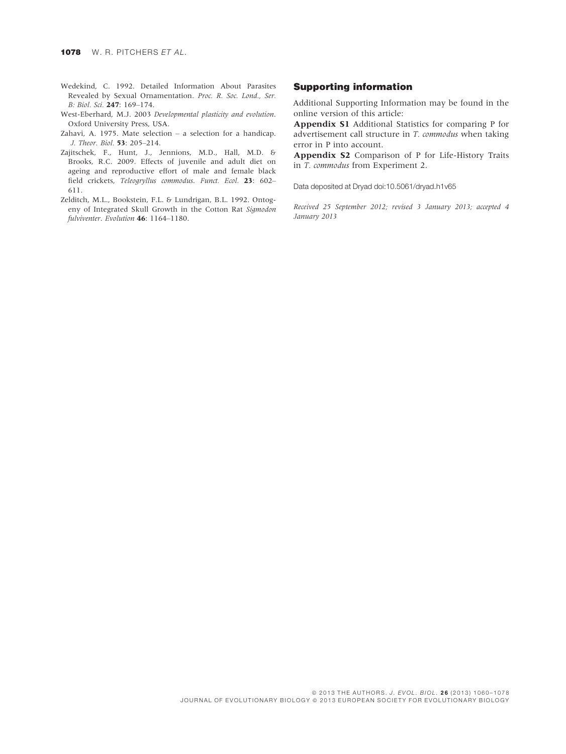Wedekind, C. 1992. Detailed Information About Parasites Revealed by Sexual Ornamentation. *Proc. R. Soc. Lond., Ser. B: Biol. Sci.* **247**: 169–174.

West-Eberhard, M.J. 2003 *Developmental plasticity and evolution*. Oxford University Press, USA.

Zahavi, A. 1975. Mate selection – a selection for a handicap. *J. Theor. Biol.* **53**: 205–214.

Zajitschek, F., Hunt, J., Jennions, M.D., Hall, M.D. & Brooks, R.C. 2009. Effects of juvenile and adult diet on ageing and reproductive effort of male and female black field crickets, *Teleogryllus commodus*. *Funct. Ecol.* **23**: 602–611.

Zelditch, M.L., Bookstein, F.L. & Lundrigan, B.L. 1992. Ontogeny of Integrated Skull Growth in the Cotton Rat *Sigmodon fulviventer*. *Evolution* **46**: 1164–1180.

## Supporting information

Additional Supporting Information may be found in the online version of this article:

**Appendix S1** Additional Statistics for comparing P for advertisement call structure in *T. commodus* when taking error in P into account.

**Appendix S2** Comparison of P for Life-History Traits in *T. commodus* from Experiment 2.

Data deposited at Dryad doi:10.5061/dryad.h1v65

*Received 25 September 2012; revised 3 January 2013; accepted 4 January 2013*